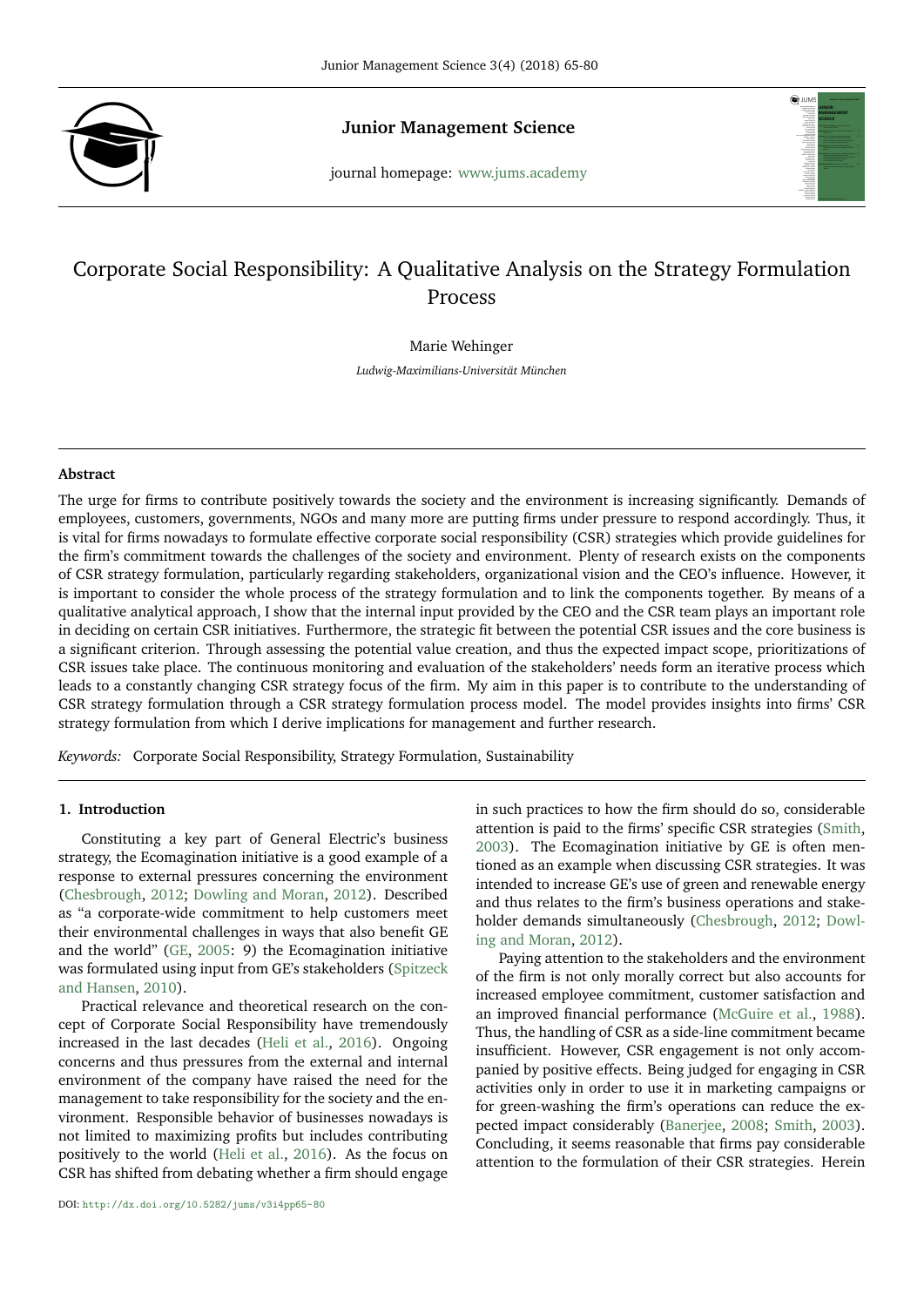Junior Management Science

journal homepage: www.jums.academy

# Corporate Social Responsibility: A Qualitative Analysis on the Strategy Formulation Process

Marie Wehinger

*Ludwig-Maximilians-Universität München*

## Abstract

The urge for firms to contribute positively towards the society and the environment is increasing significantly. Demands of employees, customers, governments, NGOs and many more are putting firms under pressure to respond accordingly. Thus, it is vital for firms nowadays to formulate effective corporate social responsibility (CSR) strategies which provide guidelines for the firm's commitment towards the challenges of the society and environment. Plenty of research exists on the components of CSR strategy formulation, particularly regarding stakeholders, organizational vision and the CEO's influence. However, it is important to consider the whole process of the strategy formulation and to link the components together. By means of a qualitative analytical approach, I show that the internal input provided by the CEO and the CSR team plays an important role in deciding on certain CSR initiatives. Furthermore, the strategic fit between the potential CSR issues and the core business is a significant criterion. Through assessing the potential value creation, and thus the expected impact scope, prioritizations of CSR issues take place. The continuous monitoring and evaluation of the stakeholders' needs form an iterative process which leads to a constantly changing CSR strategy focus of the firm. My aim in this paper is to contribute to the understanding of CSR strategy formulation through a CSR strategy formulation process model. The model provides insights into firms' CSR strategy formulation from which I derive implications for management and further research.

*Keywords:* Corporate Social Responsibility, Strategy Formulation, Sustainability

## 1. Introduction

Constituting a key part of General Electric's business strategy, the Ecomagination initiative is a good example of a response to external pressures concerning the environment (Chesbrough, 2012; Dowling and Moran, 2012). Described as "a corporate-wide commitment to help customers meet their environmental challenges in ways that also benefit GE and the world" (GE, 2005: 9) the Ecomagination initiative was formulated using input from GE's stakeholders (Spitzeck and Hansen, 2010).

Practical relevance and theoretical research on the concept of Corporate Social Responsibility have tremendously increased in the last decades (Heli et al., 2016). Ongoing concerns and thus pressures from the external and internal environment of the company have raised the need for the management to take responsibility for the society and the environment. Responsible behavior of businesses nowadays is not limited to maximizing profits but includes contributing positively to the world (Heli et al., 2016). As the focus on CSR has shifted from debating whether a firm should engage in such practices to how the firm should do so, considerable attention is paid to the firms' specific CSR strategies (Smith, 2003). The Ecomagination initiative by GE is often mentioned as an example when discussing CSR strategies. It was intended to increase GE's use of green and renewable energy and thus relates to the firm's business operations and stakeholder demands simultaneously (Chesbrough, 2012; Dowling and Moran, 2012).

Paying attention to the stakeholders and the environment of the firm is not only morally correct but also accounts for increased employee commitment, customer satisfaction and an improved financial performance (McGuire et al., 1988). Thus, the handling of CSR as a side-line commitment became insufficient. However, CSR engagement is not only accompanied by positive effects. Being judged for engaging in CSR activities only in order to use it in marketing campaigns or for green-washing the firm's operations can reduce the expected impact considerably (Banerjee, 2008; Smith, 2003). Concluding, it seems reasonable that firms pay considerable attention to the formulation of their CSR strategies. Herein

DOI: http://dx.doi.org/10.5282/jums/v3i4pp65-80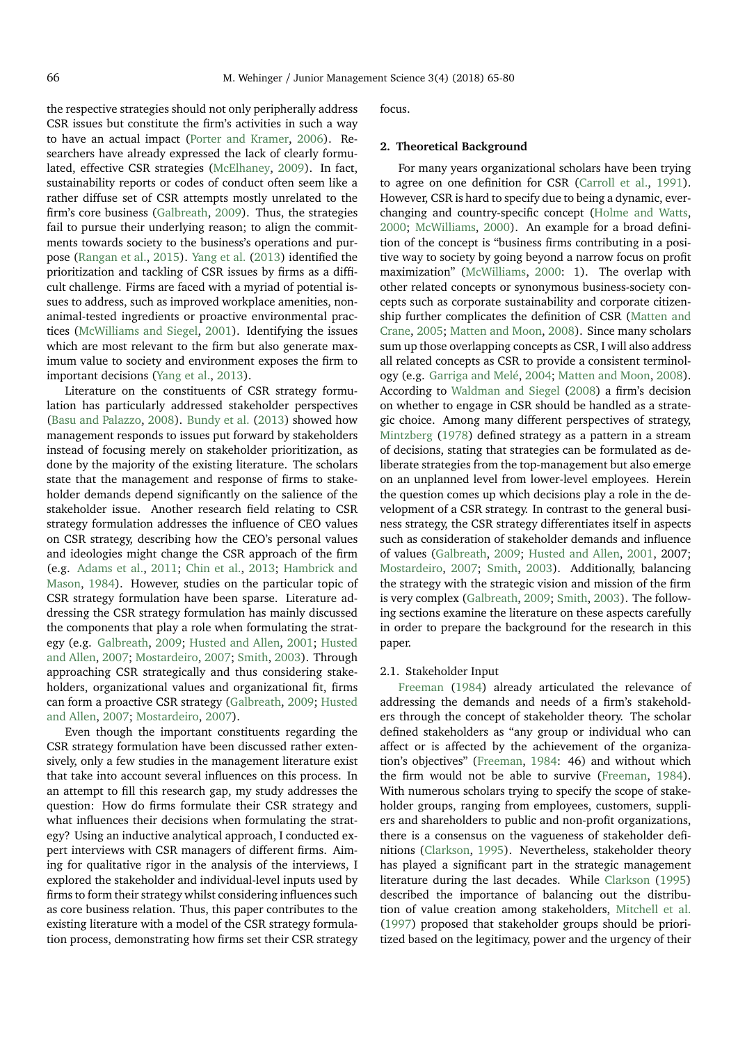the respective strategies should not only peripherally address CSR issues but constitute the firm's activities in such a way to have an actual impact (Porter and Kramer, 2006). Researchers have already expressed the lack of clearly formulated, effective CSR strategies (McElhaney, 2009). In fact, sustainability reports or codes of conduct often seem like a rather diffuse set of CSR attempts mostly unrelated to the firm's core business (Galbreath, 2009). Thus, the strategies fail to pursue their underlying reason; to align the commitments towards society to the business's operations and purpose (Rangan et al., 2015). Yang et al. (2013) identified the prioritization and tackling of CSR issues by firms as a difficult challenge. Firms are faced with a myriad of potential issues to address, such as improved workplace amenities, non-animal-tested ingredients or proactive environmental practices (McWilliams and Siegel, 2001). Identifying the issues which are most relevant to the firm but also generate maximum value to society and environment exposes the firm to important decisions (Yang et al., 2013).

Literature on the constituents of CSR strategy formulation has particularly addressed stakeholder perspectives (Basu and Palazzo, 2008). Bundy et al. (2013) showed how management responds to issues put forward by stakeholders instead of focusing merely on stakeholder prioritization, as done by the majority of the existing literature. The scholars state that the management and response of firms to stakeholder demands depend significantly on the salience of the stakeholder issue. Another research field relating to CSR strategy formulation addresses the influence of CEO values on CSR strategy, describing how the CEO's personal values and ideologies might change the CSR approach of the firm (e.g. Adams et al., 2011; Chin et al., 2013; Hambrick and Mason, 1984). However, studies on the particular topic of CSR strategy formulation have been sparse. Literature addressing the CSR strategy formulation has mainly discussed the components that play a role when formulating the strategy (e.g. Galbreath, 2009; Husted and Allen, 2001; Husted and Allen, 2007; Mostardeiro, 2007; Smith, 2003). Through approaching CSR strategically and thus considering stakeholders, organizational values and organizational fit, firms can form a proactive CSR strategy (Galbreath, 2009; Husted and Allen, 2007; Mostardeiro, 2007).

Even though the important constituents regarding the CSR strategy formulation have been discussed rather extensively, only a few studies in the management literature exist that take into account several influences on this process. In an attempt to fill this research gap, my study addresses the question: How do firms formulate their CSR strategy and what influences their decisions when formulating the strategy? Using an inductive analytical approach, I conducted expert interviews with CSR managers of different firms. Aiming for qualitative rigor in the analysis of the interviews, I explored the stakeholder and individual-level inputs used by firms to form their strategy whilst considering influences such as core business relation. Thus, this paper contributes to the existing literature with a model of the CSR strategy formulation process, demonstrating how firms set their CSR strategy focus.

## 2. Theoretical Background

For many years organizational scholars have been trying to agree on one definition for CSR (Carroll et al., 1991). However, CSR is hard to specify due to being a dynamic, ever-changing and country-specific concept (Holme and Watts, 2000; McWilliams, 2000). An example for a broad definition of the concept is "business firms contributing in a positive way to society by going beyond a narrow focus on profit maximization" (McWilliams, 2000: 1). The overlap with other related concepts or synonymous business-society concepts such as corporate sustainability and corporate citizenship further complicates the definition of CSR (Matten and Crane, 2005; Matten and Moon, 2008). Since many scholars sum up those overlapping concepts as CSR, I will also address all related concepts as CSR to provide a consistent terminology (e.g. Garriga and Melé, 2004; Matten and Moon, 2008). According to Waldman and Siegel (2008) a firm's decision on whether to engage in CSR should be handled as a strategic choice. Among many different perspectives of strategy, Mintzberg (1978) defined strategy as a pattern in a stream of decisions, stating that strategies can be formulated as deliberate strategies from the top-management but also emerge on an unplanned level from lower-level employees. Herein the question comes up which decisions play a role in the development of a CSR strategy. In contrast to the general business strategy, the CSR strategy differentiates itself in aspects such as consideration of stakeholder demands and influence of values (Galbreath, 2009; Husted and Allen, 2001, 2007; Mostardeiro, 2007; Smith, 2003). Additionally, balancing the strategy with the strategic vision and mission of the firm is very complex (Galbreath, 2009; Smith, 2003). The following sections examine the literature on these aspects carefully in order to prepare the background for the research in this paper.

### 2.1. Stakeholder Input

Freeman (1984) already articulated the relevance of addressing the demands and needs of a firm's stakeholders through the concept of stakeholder theory. The scholar defined stakeholders as "any group or individual who can affect or is affected by the achievement of the organization's objectives" (Freeman, 1984: 46) and without which the firm would not be able to survive (Freeman, 1984). With numerous scholars trying to specify the scope of stakeholder groups, ranging from employees, customers, suppliers and shareholders to public and non-profit organizations, there is a consensus on the vagueness of stakeholder definitions (Clarkson, 1995). Nevertheless, stakeholder theory has played a significant part in the strategic management literature during the last decades. While Clarkson (1995) described the importance of balancing out the distribution of value creation among stakeholders, Mitchell et al. (1997) proposed that stakeholder groups should be prioritized based on the legitimacy, power and the urgency of their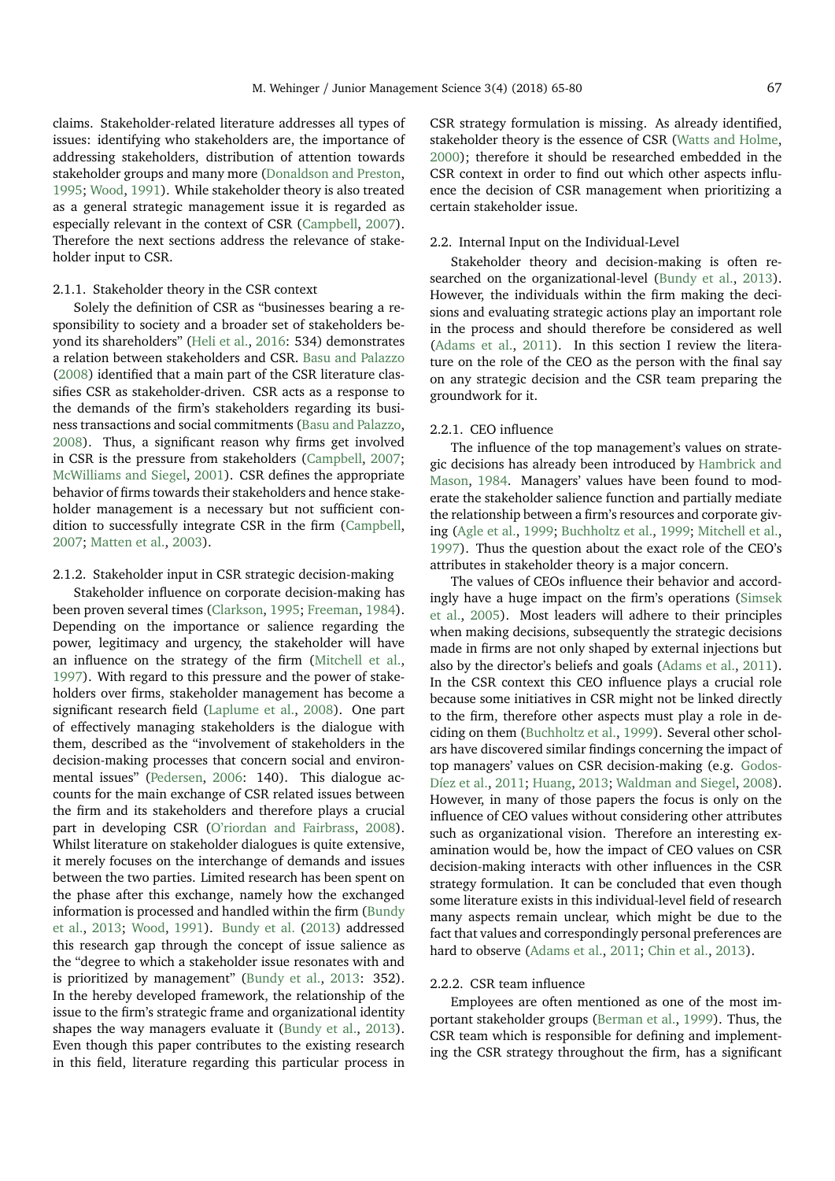claims. Stakeholder-related literature addresses all types of issues: identifying who stakeholders are, the importance of addressing stakeholders, distribution of attention towards stakeholder groups and many more (Donaldson and Preston, 1995; Wood, 1991). While stakeholder theory is also treated as a general strategic management issue it is regarded as especially relevant in the context of CSR (Campbell, 2007). Therefore the next sections address the relevance of stakeholder input to CSR.

#### 2.1.1. Stakeholder theory in the CSR context

Solely the definition of CSR as "businesses bearing a responsibility to society and a broader set of stakeholders beyond its shareholders" (Heli et al., 2016: 534) demonstrates a relation between stakeholders and CSR. Basu and Palazzo (2008) identified that a main part of the CSR literature classifies CSR as stakeholder-driven. CSR acts as a response to the demands of the firm's stakeholders regarding its business transactions and social commitments (Basu and Palazzo, 2008). Thus, a significant reason why firms get involved in CSR is the pressure from stakeholders (Campbell, 2007; McWilliams and Siegel, 2001). CSR defines the appropriate behavior of firms towards their stakeholders and hence stakeholder management is a necessary but not sufficient condition to successfully integrate CSR in the firm (Campbell, 2007; Matten et al., 2003).

#### 2.1.2. Stakeholder input in CSR strategic decision-making

Stakeholder influence on corporate decision-making has been proven several times (Clarkson, 1995; Freeman, 1984). Depending on the importance or salience regarding the power, legitimacy and urgency, the stakeholder will have an influence on the strategy of the firm (Mitchell et al., 1997). With regard to this pressure and the power of stakeholders over firms, stakeholder management has become a significant research field (Laplume et al., 2008). One part of effectively managing stakeholders is the dialogue with them, described as the "involvement of stakeholders in the decision-making processes that concern social and environmental issues" (Pedersen, 2006: 140). This dialogue accounts for the main exchange of CSR related issues between the firm and its stakeholders and therefore plays a crucial part in developing CSR (O'riordan and Fairbrass, 2008). Whilst literature on stakeholder dialogues is quite extensive, it merely focuses on the interchange of demands and issues between the two parties. Limited research has been spent on the phase after this exchange, namely how the exchanged information is processed and handled within the firm (Bundy et al., 2013; Wood, 1991). Bundy et al. (2013) addressed this research gap through the concept of issue salience as the "degree to which a stakeholder issue resonates with and is prioritized by management" (Bundy et al., 2013: 352). In the hereby developed framework, the relationship of the issue to the firm's strategic frame and organizational identity shapes the way managers evaluate it (Bundy et al., 2013). Even though this paper contributes to the existing research in this field, literature regarding this particular process in CSR strategy formulation is missing. As already identified, stakeholder theory is the essence of CSR (Watts and Holme, 2000); therefore it should be researched embedded in the CSR context in order to find out which other aspects influence the decision of CSR management when prioritizing a certain stakeholder issue.

### 2.2. Internal Input on the Individual-Level

Stakeholder theory and decision-making is often researched on the organizational-level (Bundy et al., 2013). However, the individuals within the firm making the decisions and evaluating strategic actions play an important role in the process and should therefore be considered as well (Adams et al., 2011). In this section I review the literature on the role of the CEO as the person with the final say on any strategic decision and the CSR team preparing the groundwork for it.

#### 2.2.1. CEO influence

The influence of the top management's values on strategic decisions has already been introduced by Hambrick and Mason, 1984. Managers' values have been found to moderate the stakeholder salience function and partially mediate the relationship between a firm's resources and corporate giving (Agle et al., 1999; Buchholtz et al., 1999; Mitchell et al., 1997). Thus the question about the exact role of the CEO's attributes in stakeholder theory is a major concern.

The values of CEOs influence their behavior and accordingly have a huge impact on the firm's operations (Simsek et al., 2005). Most leaders will adhere to their principles when making decisions, subsequently the strategic decisions made in firms are not only shaped by external injections but also by the director's beliefs and goals (Adams et al., 2011). In the CSR context this CEO influence plays a crucial role because some initiatives in CSR might not be linked directly to the firm, therefore other aspects must play a role in deciding on them (Buchholtz et al., 1999). Several other scholars have discovered similar findings concerning the impact of top managers' values on CSR decision-making (e.g. Godos-Díez et al., 2011; Huang, 2013; Waldman and Siegel, 2008). However, in many of those papers the focus is only on the influence of CEO values without considering other attributes such as organizational vision. Therefore an interesting examination would be, how the impact of CEO values on CSR decision-making interacts with other influences in the CSR strategy formulation. It can be concluded that even though some literature exists in this individual-level field of research many aspects remain unclear, which might be due to the fact that values and correspondingly personal preferences are hard to observe (Adams et al., 2011; Chin et al., 2013).

#### 2.2.2. CSR team influence

Employees are often mentioned as one of the most important stakeholder groups (Berman et al., 1999). Thus, the CSR team which is responsible for defining and implementing the CSR strategy throughout the firm, has a significant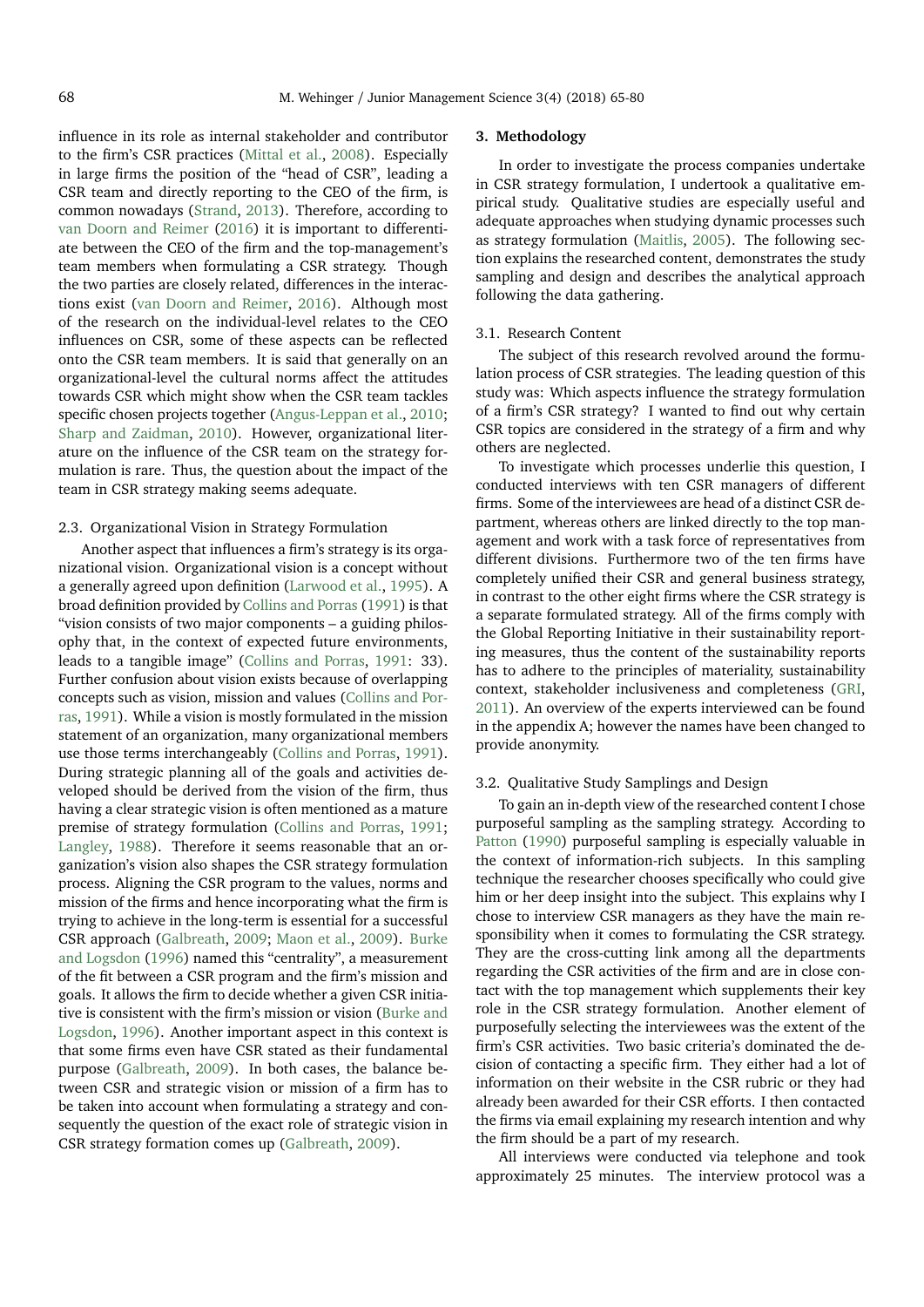influence in its role as internal stakeholder and contributor to the firm's CSR practices (Mittal et al., 2008). Especially in large firms the position of the "head of CSR", leading a CSR team and directly reporting to the CEO of the firm, is common nowadays (Strand, 2013). Therefore, according to van Doorn and Reimer (2016) it is important to differentiate between the CEO of the firm and the top-management's team members when formulating a CSR strategy. Though the two parties are closely related, differences in the interactions exist (van Doorn and Reimer, 2016). Although most of the research on the individual-level relates to the CEO influences on CSR, some of these aspects can be reflected onto the CSR team members. It is said that generally on an organizational-level the cultural norms affect the attitudes towards CSR which might show when the CSR team tackles specific chosen projects together (Angus-Leppan et al., 2010; Sharp and Zaidman, 2010). However, organizational literature on the influence of the CSR team on the strategy formulation is rare. Thus, the question about the impact of the team in CSR strategy making seems adequate.

### 2.3. Organizational Vision in Strategy Formulation

Another aspect that influences a firm's strategy is its organizational vision. Organizational vision is a concept without a generally agreed upon definition (Larwood et al., 1995). A broad definition provided by Collins and Porras (1991) is that "vision consists of two major components – a guiding philosophy that, in the context of expected future environments, leads to a tangible image" (Collins and Porras, 1991: 33). Further confusion about vision exists because of overlapping concepts such as vision, mission and values (Collins and Porras, 1991). While a vision is mostly formulated in the mission statement of an organization, many organizational members use those terms interchangeably (Collins and Porras, 1991). During strategic planning all of the goals and activities developed should be derived from the vision of the firm, thus having a clear strategic vision is often mentioned as a mature premise of strategy formulation (Collins and Porras, 1991; Langley, 1988). Therefore it seems reasonable that an organization's vision also shapes the CSR strategy formulation process. Aligning the CSR program to the values, norms and mission of the firms and hence incorporating what the firm is trying to achieve in the long-term is essential for a successful CSR approach (Galbreath, 2009; Maon et al., 2009). Burke and Logsdon (1996) named this "centrality", a measurement of the fit between a CSR program and the firm's mission and goals. It allows the firm to decide whether a given CSR initiative is consistent with the firm's mission or vision (Burke and Logsdon, 1996). Another important aspect in this context is that some firms even have CSR stated as their fundamental purpose (Galbreath, 2009). In both cases, the balance between CSR and strategic vision or mission of a firm has to be taken into account when formulating a strategy and consequently the question of the exact role of strategic vision in CSR strategy formation comes up (Galbreath, 2009).

## 3. Methodology

In order to investigate the process companies undertake in CSR strategy formulation, I undertook a qualitative empirical study. Qualitative studies are especially useful and adequate approaches when studying dynamic processes such as strategy formulation (Maitlis, 2005). The following section explains the researched content, demonstrates the study sampling and design and describes the analytical approach following the data gathering.

### 3.1. Research Content

The subject of this research revolved around the formulation process of CSR strategies. The leading question of this study was: Which aspects influence the strategy formulation of a firm's CSR strategy? I wanted to find out why certain CSR topics are considered in the strategy of a firm and why others are neglected.

To investigate which processes underlie this question, I conducted interviews with ten CSR managers of different firms. Some of the interviewees are head of a distinct CSR department, whereas others are linked directly to the top management and work with a task force of representatives from different divisions. Furthermore two of the ten firms have completely unified their CSR and general business strategy, in contrast to the other eight firms where the CSR strategy is a separate formulated strategy. All of the firms comply with the Global Reporting Initiative in their sustainability reporting measures, thus the content of the sustainability reports has to adhere to the principles of materiality, sustainability context, stakeholder inclusiveness and completeness (GRI, 2011). An overview of the experts interviewed can be found in the appendix A; however the names have been changed to provide anonymity.

### 3.2. Qualitative Study Samplings and Design

To gain an in-depth view of the researched content I chose purposeful sampling as the sampling strategy. According to Patton (1990) purposeful sampling is especially valuable in the context of information-rich subjects. In this sampling technique the researcher chooses specifically who could give him or her deep insight into the subject. This explains why I chose to interview CSR managers as they have the main responsibility when it comes to formulating the CSR strategy. They are the cross-cutting link among all the departments regarding the CSR activities of the firm and are in close contact with the top management which supplements their key role in the CSR strategy formulation. Another element of purposefully selecting the interviewees was the extent of the firm's CSR activities. Two basic criteria's dominated the decision of contacting a specific firm. They either had a lot of information on their website in the CSR rubric or they had already been awarded for their CSR efforts. I then contacted the firms via email explaining my research intention and why the firm should be a part of my research.

All interviews were conducted via telephone and took approximately 25 minutes. The interview protocol was a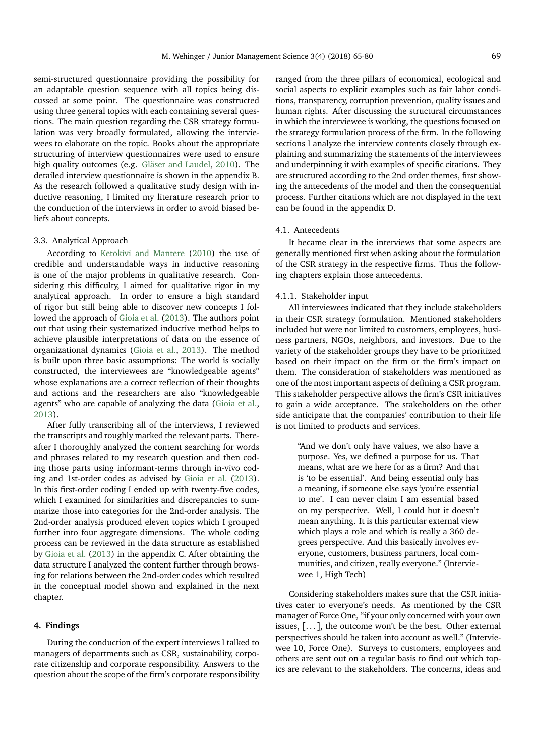semi-structured questionnaire providing the possibility for an adaptable question sequence with all topics being discussed at some point. The questionnaire was constructed using three general topics with each containing several questions. The main question regarding the CSR strategy formulation was very broadly formulated, allowing the interviewees to elaborate on the topic. Books about the appropriate structuring of interview questionnaires were used to ensure high quality outcomes (e.g. Gläser and Laudel, 2010). The detailed interview questionnaire is shown in the appendix B. As the research followed a qualitative study design with inductive reasoning, I limited my literature research prior to the conduction of the interviews in order to avoid biased beliefs about concepts.

### 3.3. Analytical Approach

According to Ketokivi and Mantere (2010) the use of credible and understandable ways in inductive reasoning is one of the major problems in qualitative research. Considering this difficulty, I aimed for qualitative rigor in my analytical approach. In order to ensure a high standard of rigor but still being able to discover new concepts I followed the approach of Gioia et al. (2013). The authors point out that using their systemized inductive method helps to achieve plausible interpretations of data on the essence of organizational dynamics (Gioia et al., 2013). The method is built upon three basic assumptions: The world is socially constructed, the interviewees are "knowledgeable agents" whose explanations are a correct reflection of their thoughts and actions and the researchers are also "knowledgeable agents" who are capable of analyzing the data (Gioia et al., 2013).

After fully transcribing all of the interviews, I reviewed the transcripts and roughly marked the relevant parts. Thereafter I thoroughly analyzed the content searching for words and phrases related to my research question and then coding those parts using informant-terms through in-vivo coding and 1st-order codes as advised by Gioia et al. (2013). In this first-order coding I ended up with twenty-five codes, which I examined for similarities and discrepancies to summarize those into categories for the 2nd-order analysis. The 2nd-order analysis produced eleven topics which I grouped further into four aggregate dimensions. The whole coding process can be reviewed in the data structure as established by Gioia et al. (2013) in the appendix C. After obtaining the data structure I analyzed the content further through browsing for relations between the 2nd-order codes which resulted in the conceptual model shown and explained in the next chapter.

## 4. Findings

During the conduction of the expert interviews I talked to managers of departments such as CSR, sustainability, corporate citizenship and corporate responsibility. Answers to the question about the scope of the firm's corporate responsibility ranged from the three pillars of economical, ecological and social aspects to explicit examples such as fair labor conditions, transparency, corruption prevention, quality issues and human rights. After discussing the structural circumstances in which the interviewee is working, the questions focused on the strategy formulation process of the firm. In the following sections I analyze the interview contents closely through explaining and summarizing the statements of the interviewees and underpinning it with examples of specific citations. They are structured according to the 2nd order themes, first showing the antecedents of the model and then the consequential process. Further citations which are not displayed in the text can be found in the appendix D.

### 4.1. Antecedents

It became clear in the interviews that some aspects are generally mentioned first when asking about the formulation of the CSR strategy in the respective firms. Thus the following chapters explain those antecedents.

#### 4.1.1. Stakeholder input

All interviewees indicated that they include stakeholders in their CSR strategy formulation. Mentioned stakeholders included but were not limited to customers, employees, business partners, NGOs, neighbors, and investors. Due to the variety of the stakeholder groups they have to be prioritized based on their impact on the firm or the firm's impact on them. The consideration of stakeholders was mentioned as one of the most important aspects of defining a CSR program. This stakeholder perspective allows the firm's CSR initiatives to gain a wide acceptance. The stakeholders on the other side anticipate that the companies' contribution to their life is not limited to products and services.

> "And we don't only have values, we also have a purpose. Yes, we defined a purpose for us. That means, what are we here for as a firm? And that is 'to be essential'. And being essential only has a meaning, if someone else says 'you're essential to me'. I can never claim I am essential based on my perspective. Well, I could but it doesn't mean anything. It is this particular external view which plays a role and which is really a 360 degrees perspective. And this basically involves everyone, customers, business partners, local communities, and citizen, really everyone." (Interviewee 1, High Tech)

Considering stakeholders makes sure that the CSR initiatives cater to everyone's needs. As mentioned by the CSR manager of Force One, "if your only concerned with your own issues, [. . . ], the outcome won't be the best. Other external perspectives should be taken into account as well." (Interviewee 10, Force One). Surveys to customers, employees and others are sent out on a regular basis to find out which topics are relevant to the stakeholders. The concerns, ideas and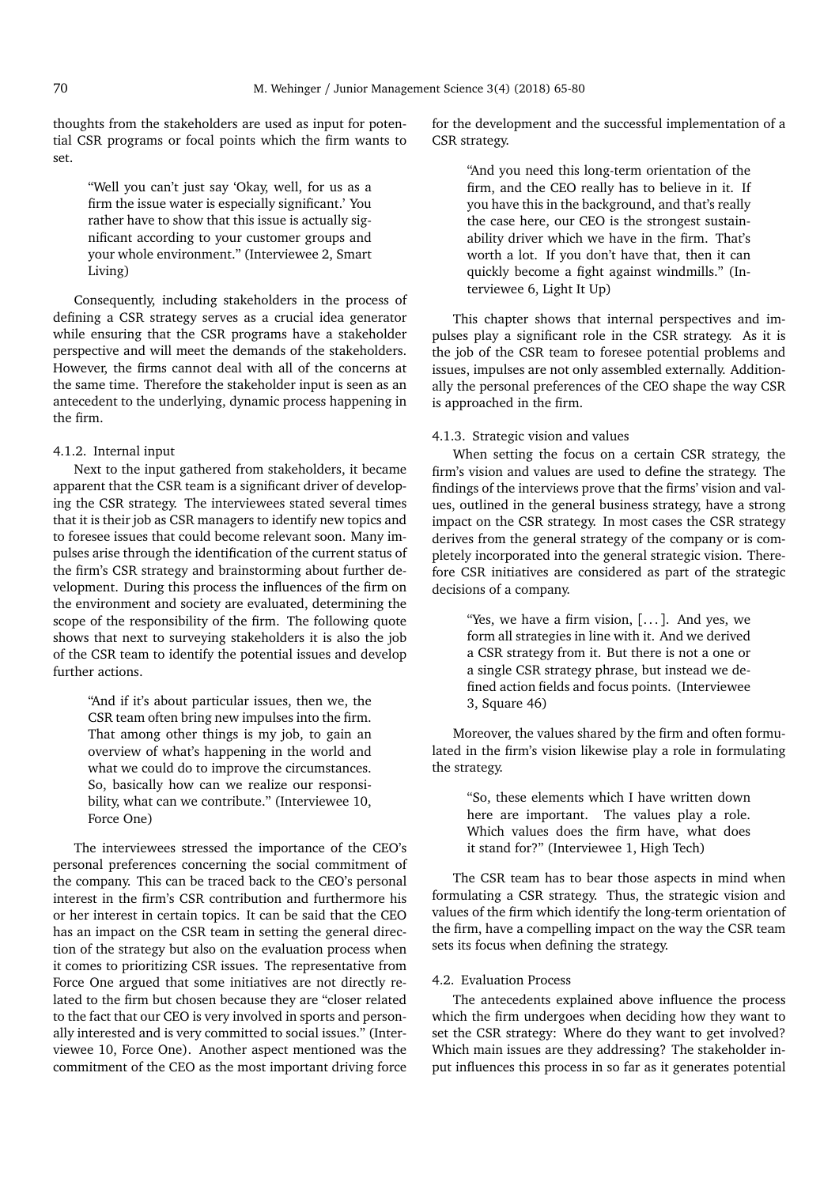thoughts from the stakeholders are used as input for potential CSR programs or focal points which the firm wants to set.

> "Well you can't just say 'Okay, well, for us as a firm the issue water is especially significant.' You rather have to show that this issue is actually significant according to your customer groups and your whole environment." (Interviewee 2, Smart Living)

Consequently, including stakeholders in the process of defining a CSR strategy serves as a crucial idea generator while ensuring that the CSR programs have a stakeholder perspective and will meet the demands of the stakeholders. However, the firms cannot deal with all of the concerns at the same time. Therefore the stakeholder input is seen as an antecedent to the underlying, dynamic process happening in the firm.

#### 4.1.2. Internal input

Next to the input gathered from stakeholders, it became apparent that the CSR team is a significant driver of developing the CSR strategy. The interviewees stated several times that it is their job as CSR managers to identify new topics and to foresee issues that could become relevant soon. Many impulses arise through the identification of the current status of the firm's CSR strategy and brainstorming about further development. During this process the influences of the firm on the environment and society are evaluated, determining the scope of the responsibility of the firm. The following quote shows that next to surveying stakeholders it is also the job of the CSR team to identify the potential issues and develop further actions.

> "And if it's about particular issues, then we, the CSR team often bring new impulses into the firm. That among other things is my job, to gain an overview of what's happening in the world and what we could do to improve the circumstances. So, basically how can we realize our responsibility, what can we contribute." (Interviewee 10, Force One)

The interviewees stressed the importance of the CEO's personal preferences concerning the social commitment of the company. This can be traced back to the CEO's personal interest in the firm's CSR contribution and furthermore his or her interest in certain topics. It can be said that the CEO has an impact on the CSR team in setting the general direction of the strategy but also on the evaluation process when it comes to prioritizing CSR issues. The representative from Force One argued that some initiatives are not directly related to the firm but chosen because they are "closer related to the fact that our CEO is very involved in sports and personally interested and is very committed to social issues." (Interviewee 10, Force One). Another aspect mentioned was the commitment of the CEO as the most important driving force for the development and the successful implementation of a CSR strategy.

> "And you need this long-term orientation of the firm, and the CEO really has to believe in it. If you have this in the background, and that's really the case here, our CEO is the strongest sustainability driver which we have in the firm. That's worth a lot. If you don't have that, then it can quickly become a fight against windmills." (Interviewee 6, Light It Up)

This chapter shows that internal perspectives and impulses play a significant role in the CSR strategy. As it is the job of the CSR team to foresee potential problems and issues, impulses are not only assembled externally. Additionally the personal preferences of the CEO shape the way CSR is approached in the firm.

#### 4.1.3. Strategic vision and values

When setting the focus on a certain CSR strategy, the firm's vision and values are used to define the strategy. The findings of the interviews prove that the firms' vision and values, outlined in the general business strategy, have a strong impact on the CSR strategy. In most cases the CSR strategy derives from the general strategy of the company or is completely incorporated into the general strategic vision. Therefore CSR initiatives are considered as part of the strategic decisions of a company.

> "Yes, we have a firm vision, [. . . ]. And yes, we form all strategies in line with it. And we derived a CSR strategy from it. But there is not a one or a single CSR strategy phrase, but instead we defined action fields and focus points. (Interviewee 3, Square 46)

Moreover, the values shared by the firm and often formulated in the firm's vision likewise play a role in formulating the strategy.

> "So, these elements which I have written down here are important. The values play a role. Which values does the firm have, what does it stand for?" (Interviewee 1, High Tech)

The CSR team has to bear those aspects in mind when formulating a CSR strategy. Thus, the strategic vision and values of the firm which identify the long-term orientation of the firm, have a compelling impact on the way the CSR team sets its focus when defining the strategy.

### 4.2. Evaluation Process

The antecedents explained above influence the process which the firm undergoes when deciding how they want to set the CSR strategy: Where do they want to get involved? Which main issues are they addressing? The stakeholder input influences this process in so far as it generates potential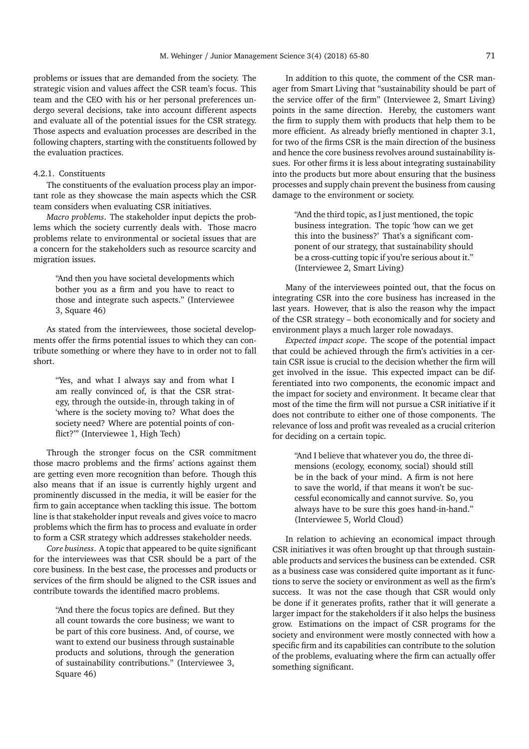problems or issues that are demanded from the society. The strategic vision and values affect the CSR team's focus. This team and the CEO with his or her personal preferences undergo several decisions, take into account different aspects and evaluate all of the potential issues for the CSR strategy. Those aspects and evaluation processes are described in the following chapters, starting with the constituents followed by the evaluation practices.

#### 4.2.1. Constituents

The constituents of the evaluation process play an important role as they showcase the main aspects which the CSR team considers when evaluating CSR initiatives.

*Macro problems*. The stakeholder input depicts the problems which the society currently deals with. Those macro problems relate to environmental or societal issues that are a concern for the stakeholders such as resource scarcity and migration issues.

> "And then you have societal developments which bother you as a firm and you have to react to those and integrate such aspects." (Interviewee 3, Square 46)

As stated from the interviewees, those societal developments offer the firms potential issues to which they can contribute something or where they have to in order not to fall short.

> "Yes, and what I always say and from what I am really convinced of, is that the CSR strategy, through the outside-in, through taking in of 'where is the society moving to? What does the society need? Where are potential points of conflict?'" (Interviewee 1, High Tech)

Through the stronger focus on the CSR commitment those macro problems and the firms' actions against them are getting even more recognition than before. Though this also means that if an issue is currently highly urgent and prominently discussed in the media, it will be easier for the firm to gain acceptance when tackling this issue. The bottom line is that stakeholder input reveals and gives voice to macro problems which the firm has to process and evaluate in order to form a CSR strategy which addresses stakeholder needs.

*Core business*. A topic that appeared to be quite significant for the interviewees was that CSR should be a part of the core business. In the best case, the processes and products or services of the firm should be aligned to the CSR issues and contribute towards the identified macro problems.

> "And there the focus topics are defined. But they all count towards the core business; we want to be part of this core business. And, of course, we want to extend our business through sustainable products and solutions, through the generation of sustainability contributions." (Interviewee 3, Square 46)

In addition to this quote, the comment of the CSR manager from Smart Living that "sustainability should be part of the service offer of the firm" (Interviewee 2, Smart Living) points in the same direction. Hereby, the customers want the firm to supply them with products that help them to be more efficient. As already briefly mentioned in chapter 3.1, for two of the firms CSR is the main direction of the business and hence the core business revolves around sustainability issues. For other firms it is less about integrating sustainability into the products but more about ensuring that the business processes and supply chain prevent the business from causing damage to the environment or society.

> "And the third topic, as I just mentioned, the topic business integration. The topic 'how can we get this into the business?' That's a significant component of our strategy, that sustainability should be a cross-cutting topic if you're serious about it." (Interviewee 2, Smart Living)

Many of the interviewees pointed out, that the focus on integrating CSR into the core business has increased in the last years. However, that is also the reason why the impact of the CSR strategy – both economically and for society and environment plays a much larger role nowadays.

*Expected impact scope*. The scope of the potential impact that could be achieved through the firm's activities in a certain CSR issue is crucial to the decision whether the firm will get involved in the issue. This expected impact can be differentiated into two components, the economic impact and the impact for society and environment. It became clear that most of the time the firm will not pursue a CSR initiative if it does not contribute to either one of those components. The relevance of loss and profit was revealed as a crucial criterion for deciding on a certain topic.

> "And I believe that whatever you do, the three dimensions (ecology, economy, social) should still be in the back of your mind. A firm is not here to save the world, if that means it won't be successful economically and cannot survive. So, you always have to be sure this goes hand-in-hand." (Interviewee 5, World Cloud)

In relation to achieving an economical impact through CSR initiatives it was often brought up that through sustainable products and services the business can be extended. CSR as a business case was considered quite important as it functions to serve the society or environment as well as the firm's success. It was not the case though that CSR would only be done if it generates profits, rather that it will generate a larger impact for the stakeholders if it also helps the business grow. Estimations on the impact of CSR programs for the society and environment were mostly connected with how a specific firm and its capabilities can contribute to the solution of the problems, evaluating where the firm can actually offer something significant.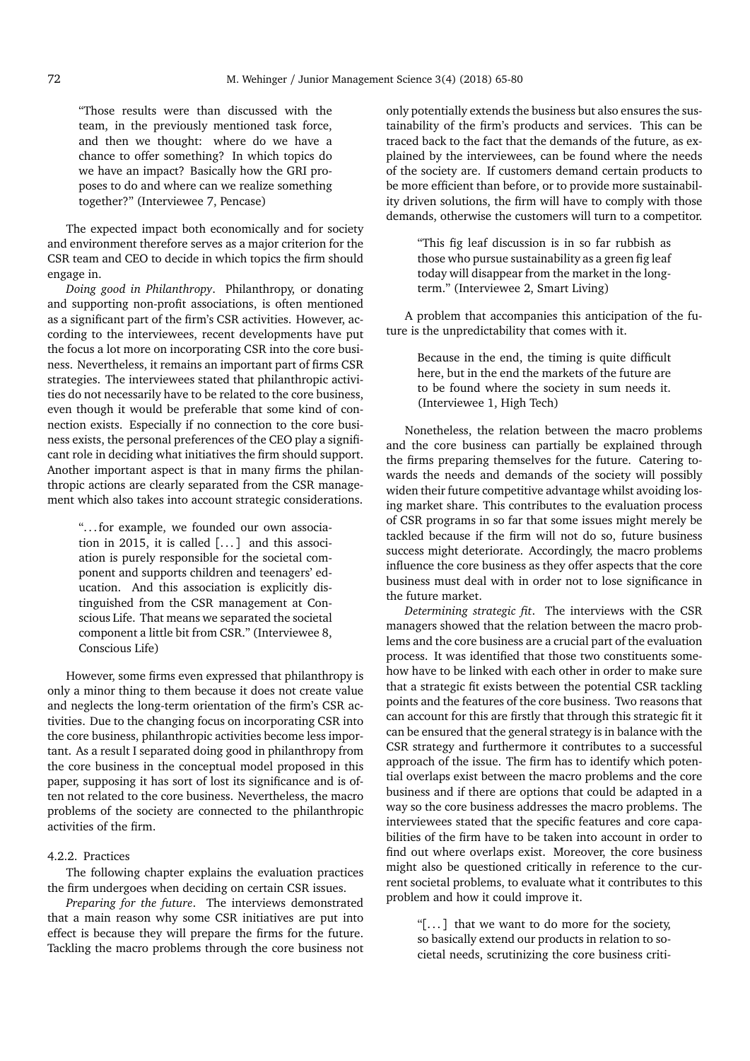"Those results were than discussed with the team, in the previously mentioned task force, and then we thought: where do we have a chance to offer something? In which topics do we have an impact? Basically how the GRI proposes to do and where can we realize something together?" (Interviewee 7, Pencase)

The expected impact both economically and for society and environment therefore serves as a major criterion for the CSR team and CEO to decide in which topics the firm should engage in.

*Doing good in Philanthropy*. Philanthropy, or donating and supporting non-profit associations, is often mentioned as a significant part of the firm's CSR activities. However, according to the interviewees, recent developments have put the focus a lot more on incorporating CSR into the core business. Nevertheless, it remains an important part of firms CSR strategies. The interviewees stated that philanthropic activities do not necessarily have to be related to the core business, even though it would be preferable that some kind of connection exists. Especially if no connection to the core business exists, the personal preferences of the CEO play a significant role in deciding what initiatives the firm should support. Another important aspect is that in many firms the philanthropic actions are clearly separated from the CSR management which also takes into account strategic considerations.

"...for example, we founded our own association in 2015, it is called [...] and this association is purely responsible for the societal component and supports children and teenagers' education. And this association is explicitly distinguished from the CSR management at Conscious Life. That means we separated the societal component a little bit from CSR." (Interviewee 8, Conscious Life)

However, some firms even expressed that philanthropy is only a minor thing to them because it does not create value and neglects the long-term orientation of the firm's CSR activities. Due to the changing focus on incorporating CSR into the core business, philanthropic activities become less important. As a result I separated doing good in philanthropy from the core business in the conceptual model proposed in this paper, supposing it has sort of lost its significance and is often not related to the core business. Nevertheless, the macro problems of the society are connected to the philanthropic activities of the firm.

#### 4.2.2. Practices

The following chapter explains the evaluation practices the firm undergoes when deciding on certain CSR issues.

*Preparing for the future*. The interviews demonstrated that a main reason why some CSR initiatives are put into effect is because they will prepare the firms for the future. Tackling the macro problems through the core business not only potentially extends the business but also ensures the sustainability of the firm's products and services. This can be traced back to the fact that the demands of the future, as explained by the interviewees, can be found where the needs of the society are. If customers demand certain products to be more efficient than before, or to provide more sustainability driven solutions, the firm will have to comply with those demands, otherwise the customers will turn to a competitor.

"This fig leaf discussion is in so far rubbish as those who pursue sustainability as a green fig leaf today will disappear from the market in the long-term." (Interviewee 2, Smart Living)

A problem that accompanies this anticipation of the future is the unpredictability that comes with it.

Because in the end, the timing is quite difficult here, but in the end the markets of the future are to be found where the society in sum needs it. (Interviewee 1, High Tech)

Nonetheless, the relation between the macro problems and the core business can partially be explained through the firms preparing themselves for the future. Catering towards the needs and demands of the society will possibly widen their future competitive advantage whilst avoiding losing market share. This contributes to the evaluation process of CSR programs in so far that some issues might merely be tackled because if the firm will not do so, future business success might deteriorate. Accordingly, the macro problems influence the core business as they offer aspects that the core business must deal with in order not to lose significance in the future market.

*Determining strategic fit*. The interviews with the CSR managers showed that the relation between the macro problems and the core business are a crucial part of the evaluation process. It was identified that those two constituents somehow have to be linked with each other in order to make sure that a strategic fit exists between the potential CSR tackling points and the features of the core business. Two reasons that can account for this are firstly that through this strategic fit it can be ensured that the general strategy is in balance with the CSR strategy and furthermore it contributes to a successful approach of the issue. The firm has to identify which potential overlaps exist between the macro problems and the core business and if there are options that could be adapted in a way so the core business addresses the macro problems. The interviewees stated that the specific features and core capabilities of the firm have to be taken into account in order to find out where overlaps exist. Moreover, the core business might also be questioned critically in reference to the current societal problems, to evaluate what it contributes to this problem and how it could improve it.

"[...] that we want to do more for the society, so basically extend our products in relation to societal needs, scrutinizing the core business criti-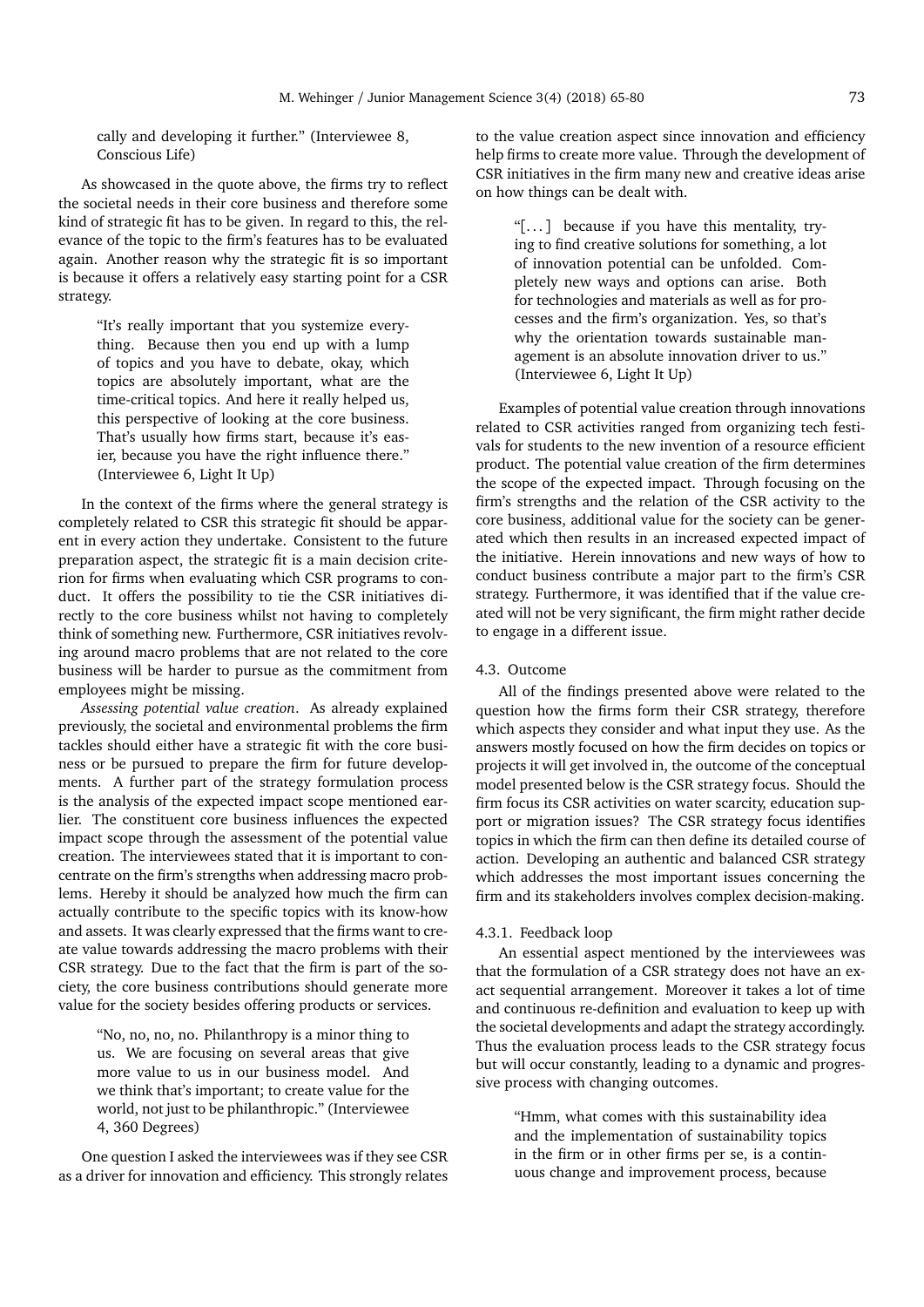> cally and developing it further." (Interviewee 8, Conscious Life)

As showcased in the quote above, the firms try to reflect the societal needs in their core business and therefore some kind of strategic fit has to be given. In regard to this, the relevance of the topic to the firm's features has to be evaluated again. Another reason why the strategic fit is so important is because it offers a relatively easy starting point for a CSR strategy.

> "It's really important that you systemize everything. Because then you end up with a lump of topics and you have to debate, okay, which topics are absolutely important, what are the time-critical topics. And here it really helped us, this perspective of looking at the core business. That's usually how firms start, because it's easier, because you have the right influence there." (Interviewee 6, Light It Up)

In the context of the firms where the general strategy is completely related to CSR this strategic fit should be apparent in every action they undertake. Consistent to the future preparation aspect, the strategic fit is a main decision criterion for firms when evaluating which CSR programs to conduct. It offers the possibility to tie the CSR initiatives directly to the core business whilst not having to completely think of something new. Furthermore, CSR initiatives revolving around macro problems that are not related to the core business will be harder to pursue as the commitment from employees might be missing.

*Assessing potential value creation*. As already explained previously, the societal and environmental problems the firm tackles should either have a strategic fit with the core business or be pursued to prepare the firm for future developments. A further part of the strategy formulation process is the analysis of the expected impact scope mentioned earlier. The constituent core business influences the expected impact scope through the assessment of the potential value creation. The interviewees stated that it is important to concentrate on the firm's strengths when addressing macro problems. Hereby it should be analyzed how much the firm can actually contribute to the specific topics with its know-how and assets. It was clearly expressed that the firms want to create value towards addressing the macro problems with their CSR strategy. Due to the fact that the firm is part of the society, the core business contributions should generate more value for the society besides offering products or services.

> "No, no, no, no. Philanthropy is a minor thing to us. We are focusing on several areas that give more value to us in our business model. And we think that's important; to create value for the world, not just to be philanthropic." (Interviewee 4, 360 Degrees)

One question I asked the interviewees was if they see CSR as a driver for innovation and efficiency. This strongly relates to the value creation aspect since innovation and efficiency help firms to create more value. Through the development of CSR initiatives in the firm many new and creative ideas arise on how things can be dealt with.

> "[...] because if you have this mentality, trying to find creative solutions for something, a lot of innovation potential can be unfolded. Completely new ways and options can arise. Both for technologies and materials as well as for processes and the firm's organization. Yes, so that's why the orientation towards sustainable management is an absolute innovation driver to us." (Interviewee 6, Light It Up)

Examples of potential value creation through innovations related to CSR activities ranged from organizing tech festivals for students to the new invention of a resource efficient product. The potential value creation of the firm determines the scope of the expected impact. Through focusing on the firm's strengths and the relation of the CSR activity to the core business, additional value for the society can be generated which then results in an increased expected impact of the initiative. Herein innovations and new ways of how to conduct business contribute a major part to the firm's CSR strategy. Furthermore, it was identified that if the value created will not be very significant, the firm might rather decide to engage in a different issue.

### 4.3. Outcome

All of the findings presented above were related to the question how the firms form their CSR strategy, therefore which aspects they consider and what input they use. As the answers mostly focused on how the firm decides on topics or projects it will get involved in, the outcome of the conceptual model presented below is the CSR strategy focus. Should the firm focus its CSR activities on water scarcity, education support or migration issues? The CSR strategy focus identifies topics in which the firm can then define its detailed course of action. Developing an authentic and balanced CSR strategy which addresses the most important issues concerning the firm and its stakeholders involves complex decision-making.

#### 4.3.1. Feedback loop

An essential aspect mentioned by the interviewees was that the formulation of a CSR strategy does not have an exact sequential arrangement. Moreover it takes a lot of time and continuous re-definition and evaluation to keep up with the societal developments and adapt the strategy accordingly. Thus the evaluation process leads to the CSR strategy focus but will occur constantly, leading to a dynamic and progressive process with changing outcomes.

> "Hmm, what comes with this sustainability idea and the implementation of sustainability topics in the firm or in other firms per se, is a continuous change and improvement process, because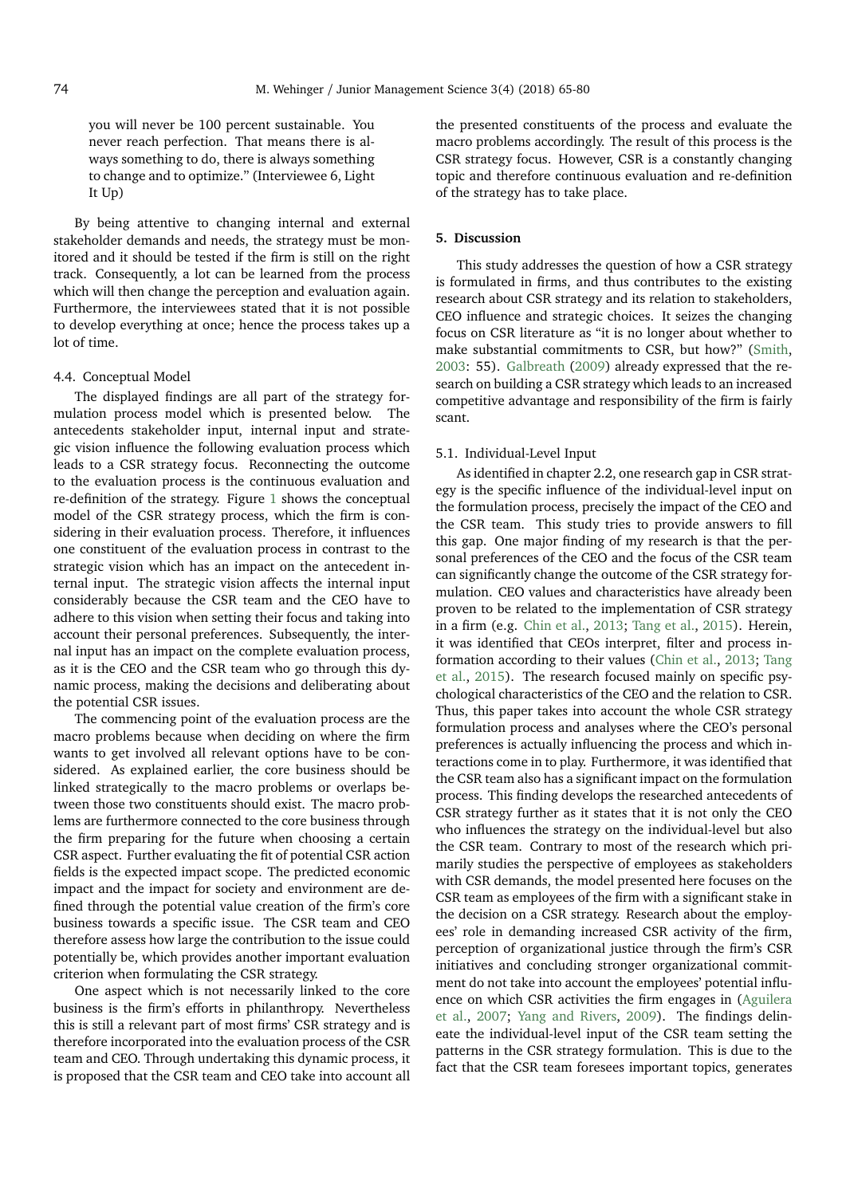you will never be 100 percent sustainable. You never reach perfection. That means there is always something to do, there is always something to change and to optimize." (Interviewee 6, Light It Up)

By being attentive to changing internal and external stakeholder demands and needs, the strategy must be monitored and it should be tested if the firm is still on the right track. Consequently, a lot can be learned from the process which will then change the perception and evaluation again. Furthermore, the interviewees stated that it is not possible to develop everything at once; hence the process takes up a lot of time.

### 4.4. Conceptual Model

The displayed findings are all part of the strategy formulation process model which is presented below. The antecedents stakeholder input, internal input and strategic vision influence the following evaluation process which leads to a CSR strategy focus. Reconnecting the outcome to the evaluation process is the continuous evaluation and re-definition of the strategy. Figure 1 shows the conceptual model of the CSR strategy process, which the firm is considering in their evaluation process. Therefore, it influences one constituent of the evaluation process in contrast to the strategic vision which has an impact on the antecedent internal input. The strategic vision affects the internal input considerably because the CSR team and the CEO have to adhere to this vision when setting their focus and taking into account their personal preferences. Subsequently, the internal input has an impact on the complete evaluation process, as it is the CEO and the CSR team who go through this dynamic process, making the decisions and deliberating about the potential CSR issues.

The commencing point of the evaluation process are the macro problems because when deciding on where the firm wants to get involved all relevant options have to be considered. As explained earlier, the core business should be linked strategically to the macro problems or overlaps between those two constituents should exist. The macro problems are furthermore connected to the core business through the firm preparing for the future when choosing a certain CSR aspect. Further evaluating the fit of potential CSR action fields is the expected impact scope. The predicted economic impact and the impact for society and environment are defined through the potential value creation of the firm's core business towards a specific issue. The CSR team and CEO therefore assess how large the contribution to the issue could potentially be, which provides another important evaluation criterion when formulating the CSR strategy.

One aspect which is not necessarily linked to the core business is the firm's efforts in philanthropy. Nevertheless this is still a relevant part of most firms' CSR strategy and is therefore incorporated into the evaluation process of the CSR team and CEO. Through undertaking this dynamic process, it is proposed that the CSR team and CEO take into account all the presented constituents of the process and evaluate the macro problems accordingly. The result of this process is the CSR strategy focus. However, CSR is a constantly changing topic and therefore continuous evaluation and re-definition of the strategy has to take place.

## 5. Discussion

This study addresses the question of how a CSR strategy is formulated in firms, and thus contributes to the existing research about CSR strategy and its relation to stakeholders, CEO influence and strategic choices. It seizes the changing focus on CSR literature as "it is no longer about whether to make substantial commitments to CSR, but how?" (Smith, 2003: 55). Galbreath (2009) already expressed that the research on building a CSR strategy which leads to an increased competitive advantage and responsibility of the firm is fairly scant.

### 5.1. Individual-Level Input

As identified in chapter 2.2, one research gap in CSR strategy is the specific influence of the individual-level input on the formulation process, precisely the impact of the CEO and the CSR team. This study tries to provide answers to fill this gap. One major finding of my research is that the personal preferences of the CEO and the focus of the CSR team can significantly change the outcome of the CSR strategy formulation. CEO values and characteristics have already been proven to be related to the implementation of CSR strategy in a firm (e.g. Chin et al., 2013; Tang et al., 2015). Herein, it was identified that CEOs interpret, filter and process information according to their values (Chin et al., 2013; Tang et al., 2015). The research focused mainly on specific psychological characteristics of the CEO and the relation to CSR. Thus, this paper takes into account the whole CSR strategy formulation process and analyses where the CEO's personal preferences is actually influencing the process and which interactions come in to play. Furthermore, it was identified that the CSR team also has a significant impact on the formulation process. This finding develops the researched antecedents of CSR strategy further as it states that it is not only the CEO who influences the strategy on the individual-level but also the CSR team. Contrary to most of the research which primarily studies the perspective of employees as stakeholders with CSR demands, the model presented here focuses on the CSR team as employees of the firm with a significant stake in the decision on a CSR strategy. Research about the employees' role in demanding increased CSR activity of the firm, perception of organizational justice through the firm's CSR initiatives and concluding stronger organizational commitment do not take into account the employees' potential influence on which CSR activities the firm engages in (Aguilera et al., 2007; Yang and Rivers, 2009). The findings delineate the individual-level input of the CSR team setting the patterns in the CSR strategy formulation. This is due to the fact that the CSR team foresees important topics, generates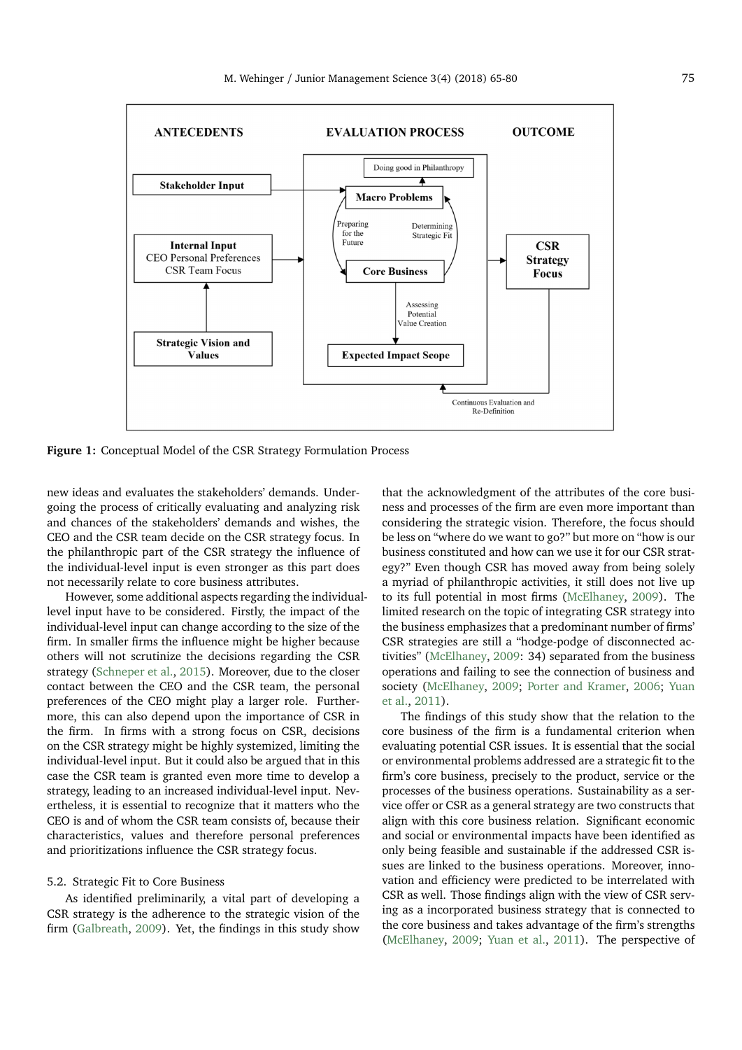**Figure 1:** Conceptual Model of the CSR Strategy Formulation Process

new ideas and evaluates the stakeholders' demands. Undergoing the process of critically evaluating and analyzing risk and chances of the stakeholders' demands and wishes, the CEO and the CSR team decide on the CSR strategy focus. In the philanthropic part of the CSR strategy the influence of the individual-level input is even stronger as this part does not necessarily relate to core business attributes.

However, some additional aspects regarding the individual-level input have to be considered. Firstly, the impact of the individual-level input can change according to the size of the firm. In smaller firms the influence might be higher because others will not scrutinize the decisions regarding the CSR strategy (Schneper et al., 2015). Moreover, due to the closer contact between the CEO and the CSR team, the personal preferences of the CEO might play a larger role. Furthermore, this can also depend upon the importance of CSR in the firm. In firms with a strong focus on CSR, decisions on the CSR strategy might be highly systemized, limiting the individual-level input. But it could also be argued that in this case the CSR team is granted even more time to develop a strategy, leading to an increased individual-level input. Nevertheless, it is essential to recognize that it matters who the CEO is and of whom the CSR team consists of, because their characteristics, values and therefore personal preferences and prioritizations influence the CSR strategy focus.

### 5.2. Strategic Fit to Core Business

As identified preliminarily, a vital part of developing a CSR strategy is the adherence to the strategic vision of the firm (Galbreath, 2009). Yet, the findings in this study show that the acknowledgment of the attributes of the core business and processes of the firm are even more important than considering the strategic vision. Therefore, the focus should be less on "where do we want to go?" but more on "how is our business constituted and how can we use it for our CSR strategy?" Even though CSR has moved away from being solely a myriad of philanthropic activities, it still does not live up to its full potential in most firms (McElhaney, 2009). The limited research on the topic of integrating CSR strategy into the business emphasizes that a predominant number of firms' CSR strategies are still a "hodge-podge of disconnected activities" (McElhaney, 2009: 34) separated from the business operations and failing to see the connection of business and society (McElhaney, 2009; Porter and Kramer, 2006; Yuan et al., 2011).

The findings of this study show that the relation to the core business of the firm is a fundamental criterion when evaluating potential CSR issues. It is essential that the social or environmental problems addressed are a strategic fit to the firm's core business, precisely to the product, service or the processes of the business operations. Sustainability as a service offer or CSR as a general strategy are two constructs that align with this core business relation. Significant economic and social or environmental impacts have been identified as only being feasible and sustainable if the addressed CSR issues are linked to the business operations. Moreover, innovation and efficiency were predicted to be interrelated with CSR as well. Those findings align with the view of CSR serving as a incorporated business strategy that is connected to the core business and takes advantage of the firm's strengths (McElhaney, 2009; Yuan et al., 2011). The perspective of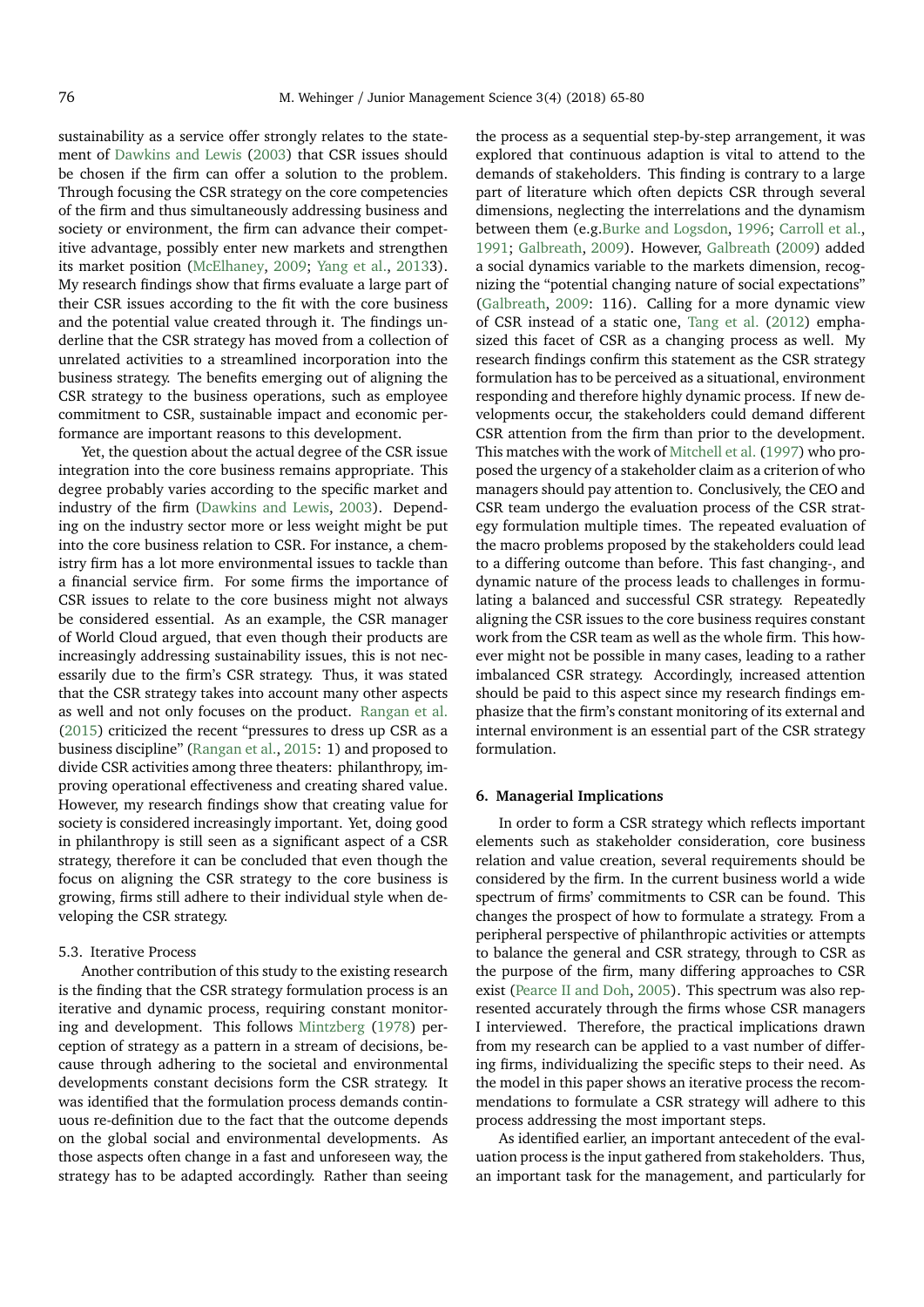sustainability as a service offer strongly relates to the statement of Dawkins and Lewis (2003) that CSR issues should be chosen if the firm can offer a solution to the problem. Through focusing the CSR strategy on the core competencies of the firm and thus simultaneously addressing business and society or environment, the firm can advance their competitive advantage, possibly enter new markets and strengthen its market position (McElhaney, 2009; Yang et al., 20133). My research findings show that firms evaluate a large part of their CSR issues according to the fit with the core business and the potential value created through it. The findings underline that the CSR strategy has moved from a collection of unrelated activities to a streamlined incorporation into the business strategy. The benefits emerging out of aligning the CSR strategy to the business operations, such as employee commitment to CSR, sustainable impact and economic performance are important reasons to this development.

Yet, the question about the actual degree of the CSR issue integration into the core business remains appropriate. This degree probably varies according to the specific market and industry of the firm (Dawkins and Lewis, 2003). Depending on the industry sector more or less weight might be put into the core business relation to CSR. For instance, a chemistry firm has a lot more environmental issues to tackle than a financial service firm. For some firms the importance of CSR issues to relate to the core business might not always be considered essential. As an example, the CSR manager of World Cloud argued, that even though their products are increasingly addressing sustainability issues, this is not necessarily due to the firm's CSR strategy. Thus, it was stated that the CSR strategy takes into account many other aspects as well and not only focuses on the product. Rangan et al. (2015) criticized the recent "pressures to dress up CSR as a business discipline" (Rangan et al., 2015: 1) and proposed to divide CSR activities among three theaters: philanthropy, improving operational effectiveness and creating shared value. However, my research findings show that creating value for society is considered increasingly important. Yet, doing good in philanthropy is still seen as a significant aspect of a CSR strategy, therefore it can be concluded that even though the focus on aligning the CSR strategy to the core business is growing, firms still adhere to their individual style when developing the CSR strategy.

### 5.3. Iterative Process

Another contribution of this study to the existing research is the finding that the CSR strategy formulation process is an iterative and dynamic process, requiring constant monitoring and development. This follows Mintzberg (1978) perception of strategy as a pattern in a stream of decisions, because through adhering to the societal and environmental developments constant decisions form the CSR strategy. It was identified that the formulation process demands continuous re-definition due to the fact that the outcome depends on the global social and environmental developments. As those aspects often change in a fast and unforeseen way, the strategy has to be adapted accordingly. Rather than seeing the process as a sequential step-by-step arrangement, it was explored that continuous adaption is vital to attend to the demands of stakeholders. This finding is contrary to a large part of literature which often depicts CSR through several dimensions, neglecting the interrelations and the dynamism between them (e.g.Burke and Logsdon, 1996; Carroll et al., 1991; Galbreath, 2009). However, Galbreath (2009) added a social dynamics variable to the markets dimension, recognizing the "potential changing nature of social expectations" (Galbreath, 2009: 116). Calling for a more dynamic view of CSR instead of a static one, Tang et al. (2012) emphasized this facet of CSR as a changing process as well. My research findings confirm this statement as the CSR strategy formulation has to be perceived as a situational, environment responding and therefore highly dynamic process. If new developments occur, the stakeholders could demand different CSR attention from the firm than prior to the development. This matches with the work of Mitchell et al. (1997) who proposed the urgency of a stakeholder claim as a criterion of who managers should pay attention to. Conclusively, the CEO and CSR team undergo the evaluation process of the CSR strategy formulation multiple times. The repeated evaluation of the macro problems proposed by the stakeholders could lead to a differing outcome than before. This fast changing-, and dynamic nature of the process leads to challenges in formulating a balanced and successful CSR strategy. Repeatedly aligning the CSR issues to the core business requires constant work from the CSR team as well as the whole firm. This however might not be possible in many cases, leading to a rather imbalanced CSR strategy. Accordingly, increased attention should be paid to this aspect since my research findings emphasize that the firm's constant monitoring of its external and internal environment is an essential part of the CSR strategy formulation.

## 6. Managerial Implications

In order to form a CSR strategy which reflects important elements such as stakeholder consideration, core business relation and value creation, several requirements should be considered by the firm. In the current business world a wide spectrum of firms' commitments to CSR can be found. This changes the prospect of how to formulate a strategy. From a peripheral perspective of philanthropic activities or attempts to balance the general and CSR strategy, through to CSR as the purpose of the firm, many differing approaches to CSR exist (Pearce II and Doh, 2005). This spectrum was also represented accurately through the firms whose CSR managers I interviewed. Therefore, the practical implications drawn from my research can be applied to a vast number of differing firms, individualizing the specific steps to their need. As the model in this paper shows an iterative process the recommendations to formulate a CSR strategy will adhere to this process addressing the most important steps.

As identified earlier, an important antecedent of the evaluation process is the input gathered from stakeholders. Thus, an important task for the management, and particularly for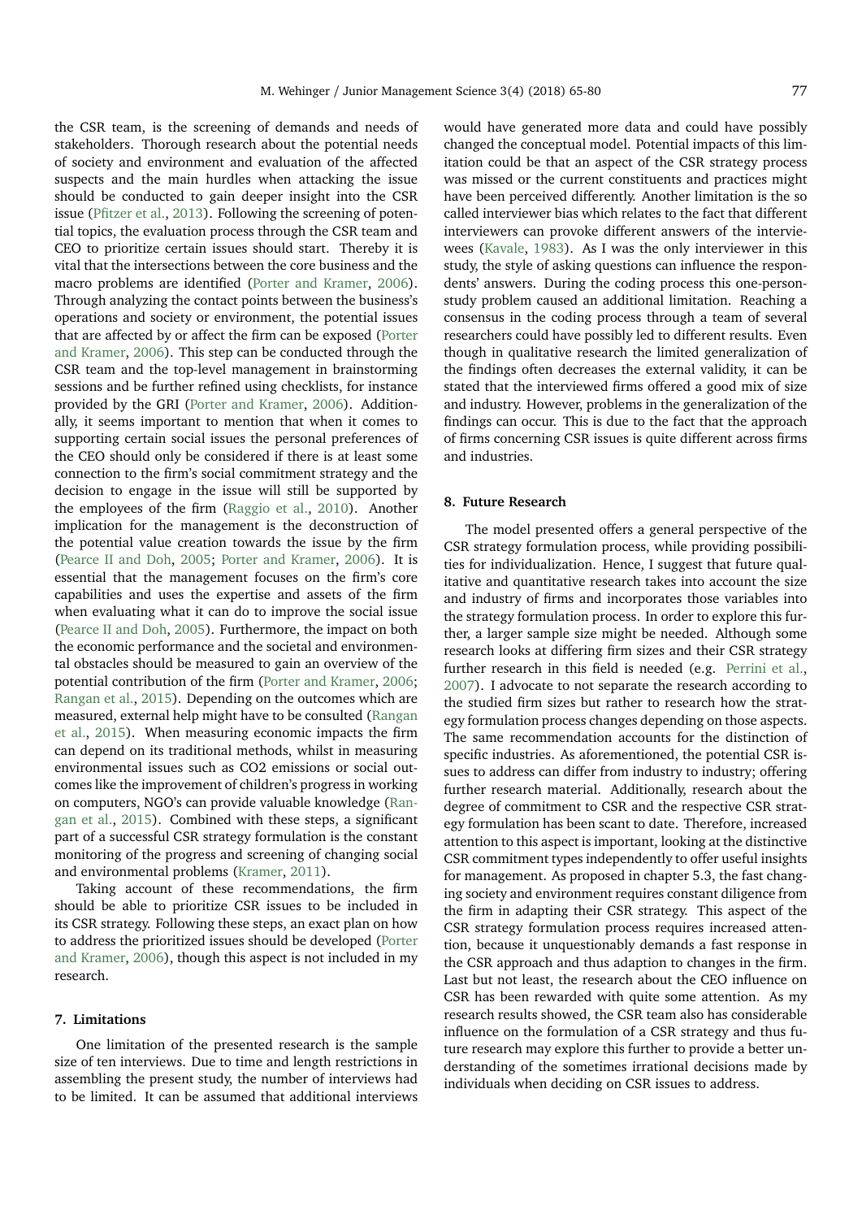the CSR team, is the screening of demands and needs of stakeholders. Thorough research about the potential needs of society and environment and evaluation of the affected suspects and the main hurdles when attacking the issue should be conducted to gain deeper insight into the CSR issue (Pfitzer et al., 2013). Following the screening of potential topics, the evaluation process through the CSR team and CEO to prioritize certain issues should start. Thereby it is vital that the intersections between the core business and the macro problems are identified (Porter and Kramer, 2006). Through analyzing the contact points between the business's operations and society or environment, the potential issues that are affected by or affect the firm can be exposed (Porter and Kramer, 2006). This step can be conducted through the CSR team and the top-level management in brainstorming sessions and be further refined using checklists, for instance provided by the GRI (Porter and Kramer, 2006). Additionally, it seems important to mention that when it comes to supporting certain social issues the personal preferences of the CEO should only be considered if there is at least some connection to the firm's social commitment strategy and the decision to engage in the issue will still be supported by the employees of the firm (Raggio et al., 2010). Another implication for the management is the deconstruction of the potential value creation towards the issue by the firm (Pearce II and Doh, 2005; Porter and Kramer, 2006). It is essential that the management focuses on the firm's core capabilities and uses the expertise and assets of the firm when evaluating what it can do to improve the social issue (Pearce II and Doh, 2005). Furthermore, the impact on both the economic performance and the societal and environmental obstacles should be measured to gain an overview of the potential contribution of the firm (Porter and Kramer, 2006; Rangan et al., 2015). Depending on the outcomes which are measured, external help might have to be consulted (Rangan et al., 2015). When measuring economic impacts the firm can depend on its traditional methods, whilst in measuring environmental issues such as CO2 emissions or social outcomes like the improvement of children's progress in working on computers, NGO's can provide valuable knowledge (Rangan et al., 2015). Combined with these steps, a significant part of a successful CSR strategy formulation is the constant monitoring of the progress and screening of changing social and environmental problems (Kramer, 2011).

Taking account of these recommendations, the firm should be able to prioritize CSR issues to be included in its CSR strategy. Following these steps, an exact plan on how to address the prioritized issues should be developed (Porter and Kramer, 2006), though this aspect is not included in my research.

## 7. Limitations

One limitation of the presented research is the sample size of ten interviews. Due to time and length restrictions in assembling the present study, the number of interviews had to be limited. It can be assumed that additional interviews would have generated more data and could have possibly changed the conceptual model. Potential impacts of this limitation could be that an aspect of the CSR strategy process was missed or the current constituents and practices might have been perceived differently. Another limitation is the so called interviewer bias which relates to the fact that different interviewers can provoke different answers of the interviewees (Kavale, 1983). As I was the only interviewer in this study, the style of asking questions can influence the respondents' answers. During the coding process this one-person-study problem caused an additional limitation. Reaching a consensus in the coding process through a team of several researchers could have possibly led to different results. Even though in qualitative research the limited generalization of the findings often decreases the external validity, it can be stated that the interviewed firms offered a good mix of size and industry. However, problems in the generalization of the findings can occur. This is due to the fact that the approach of firms concerning CSR issues is quite different across firms and industries.

## 8. Future Research

The model presented offers a general perspective of the CSR strategy formulation process, while providing possibilities for individualization. Hence, I suggest that future qualitative and quantitative research takes into account the size and industry of firms and incorporates those variables into the strategy formulation process. In order to explore this further, a larger sample size might be needed. Although some research looks at differing firm sizes and their CSR strategy further research in this field is needed (e.g. Perrini et al., 2007). I advocate to not separate the research according to the studied firm sizes but rather to research how the strategy formulation process changes depending on those aspects. The same recommendation accounts for the distinction of specific industries. As aforementioned, the potential CSR issues to address can differ from industry to industry; offering further research material. Additionally, research about the degree of commitment to CSR and the respective CSR strategy formulation has been scant to date. Therefore, increased attention to this aspect is important, looking at the distinctive CSR commitment types independently to offer useful insights for management. As proposed in chapter 5.3, the fast changing society and environment requires constant diligence from the firm in adapting their CSR strategy. This aspect of the CSR strategy formulation process requires increased attention, because it unquestionably demands a fast response in the CSR approach and thus adaption to changes in the firm. Last but not least, the research about the CEO influence on CSR has been rewarded with quite some attention. As my research results showed, the CSR team also has considerable influence on the formulation of a CSR strategy and thus future research may explore this further to provide a better understanding of the sometimes irrational decisions made by individuals when deciding on CSR issues to address.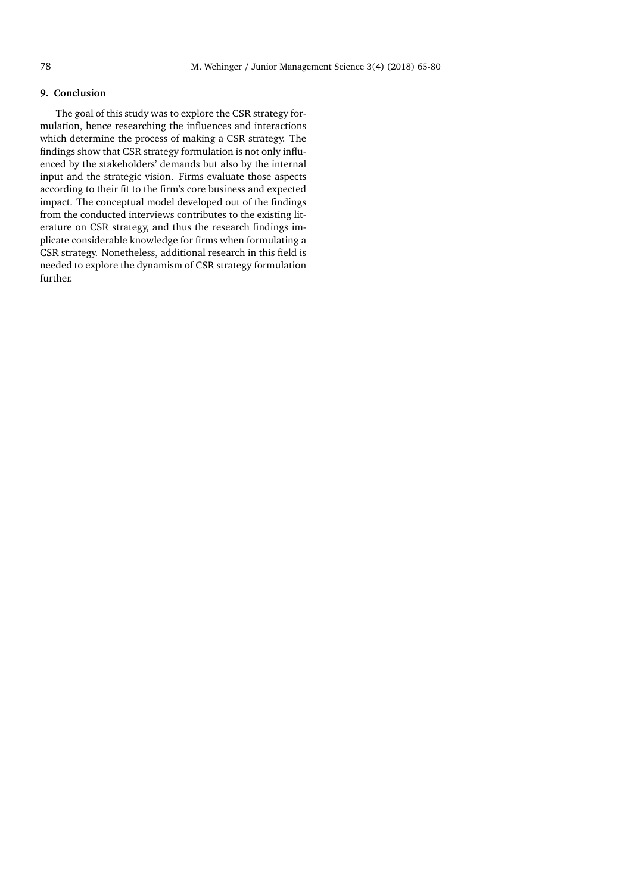## 9. Conclusion

The goal of this study was to explore the CSR strategy formulation, hence researching the influences and interactions which determine the process of making a CSR strategy. The findings show that CSR strategy formulation is not only influenced by the stakeholders' demands but also by the internal input and the strategic vision. Firms evaluate those aspects according to their fit to the firm's core business and expected impact. The conceptual model developed out of the findings from the conducted interviews contributes to the existing literature on CSR strategy, and thus the research findings implicate considerable knowledge for firms when formulating a CSR strategy. Nonetheless, additional research in this field is needed to explore the dynamism of CSR strategy formulation further.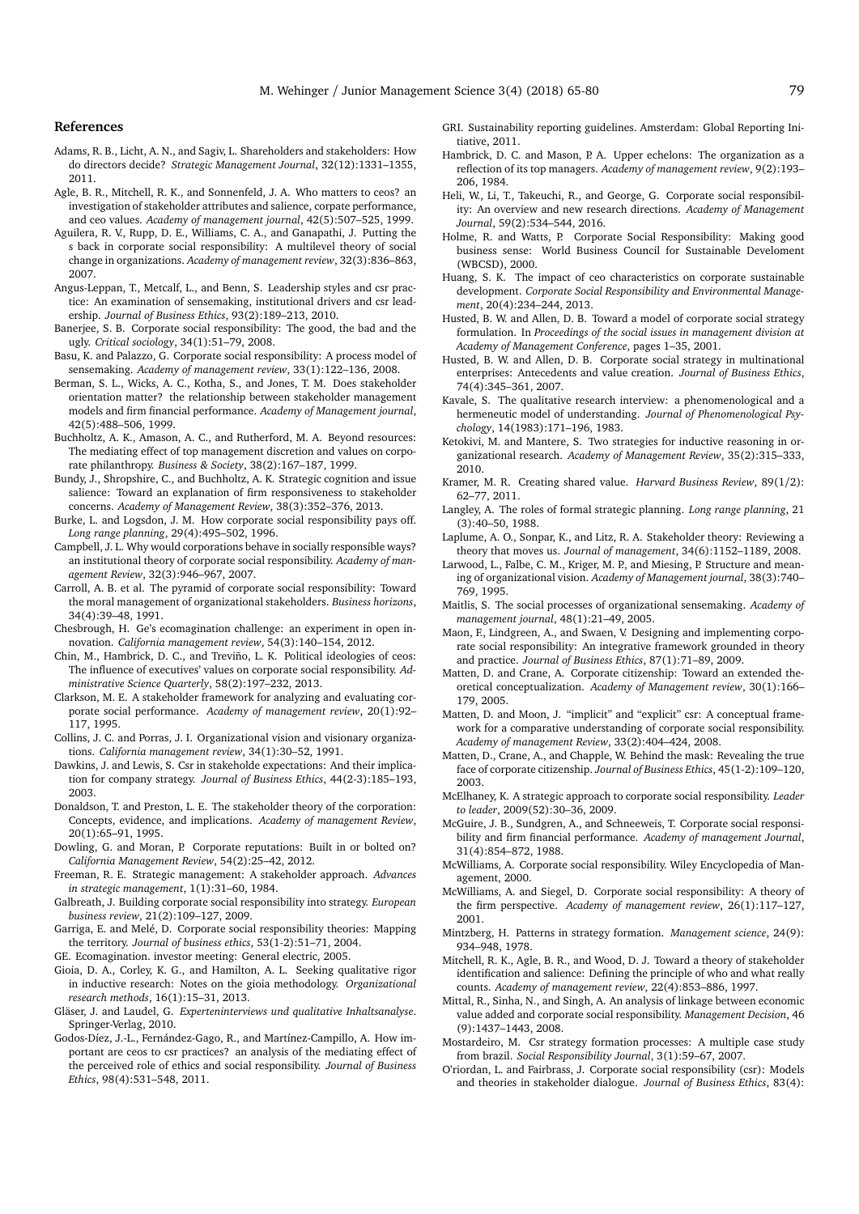## References

Adams, R. B., Licht, A. N., and Sagiv, L. Shareholders and stakeholders: How do directors decide? *Strategic Management Journal*, 32(12):1331–1355, 2011.

Agle, B. R., Mitchell, R. K., and Sonnenfeld, J. A. Who matters to ceos? an investigation of stakeholder attributes and salience, corpate performance, and ceo values. *Academy of management journal*, 42(5):507–525, 1999.

Aguilera, R. V., Rupp, D. E., Williams, C. A., and Ganapathi, J. Putting the s back in corporate social responsibility: A multilevel theory of social change in organizations. *Academy of management review*, 32(3):836–863, 2007.

Angus-Leppan, T., Metcalf, L., and Benn, S. Leadership styles and csr practice: An examination of sensemaking, institutional drivers and csr leadership. *Journal of Business Ethics*, 93(2):189–213, 2010.

Banerjee, S. B. Corporate social responsibility: The good, the bad and the ugly. *Critical sociology*, 34(1):51–79, 2008.

Basu, K. and Palazzo, G. Corporate social responsibility: A process model of sensemaking. *Academy of management review*, 33(1):122–136, 2008.

Berman, S. L., Wicks, A. C., Kotha, S., and Jones, T. M. Does stakeholder orientation matter? the relationship between stakeholder management models and firm financial performance. *Academy of Management journal*, 42(5):488–506, 1999.

Buchholtz, A. K., Amason, A. C., and Rutherford, M. A. Beyond resources: The mediating effect of top management discretion and values on corporate philanthropy. *Business & Society*, 38(2):167–187, 1999.

Bundy, J., Shropshire, C., and Buchholtz, A. K. Strategic cognition and issue salience: Toward an explanation of firm responsiveness to stakeholder concerns. *Academy of Management Review*, 38(3):352–376, 2013.

Burke, L. and Logsdon, J. M. How corporate social responsibility pays off. *Long range planning*, 29(4):495–502, 1996.

Campbell, J. L. Why would corporations behave in socially responsible ways? an institutional theory of corporate social responsibility. *Academy of management Review*, 32(3):946–967, 2007.

Carroll, A. B. et al. The pyramid of corporate social responsibility: Toward the moral management of organizational stakeholders. *Business horizons*, 34(4):39–48, 1991.

Chesbrough, H. Ge's ecomagination challenge: an experiment in open innovation. *California management review*, 54(3):140–154, 2012.

Chin, M., Hambrick, D. C., and Treviño, L. K. Political ideologies of ceos: The influence of executives' values on corporate social responsibility. *Administrative Science Quarterly*, 58(2):197–232, 2013.

Clarkson, M. E. A stakeholder framework for analyzing and evaluating corporate social performance. *Academy of management review*, 20(1):92–117, 1995.

Collins, J. C. and Porras, J. I. Organizational vision and visionary organizations. *California management review*, 34(1):30–52, 1991.

Dawkins, J. and Lewis, S. Csr in stakeholde expectations: And their implication for company strategy. *Journal of Business Ethics*, 44(2-3):185–193, 2003.

Donaldson, T. and Preston, L. E. The stakeholder theory of the corporation: Concepts, evidence, and implications. *Academy of management Review*, 20(1):65–91, 1995.

Dowling, G. and Moran, P. Corporate reputations: Built in or bolted on? *California Management Review*, 54(2):25–42, 2012.

Freeman, R. E. Strategic management: A stakeholder approach. *Advances in strategic management*, 1(1):31–60, 1984.

Galbreath, J. Building corporate social responsibility into strategy. *European business review*, 21(2):109–127, 2009.

Garriga, E. and Melé, D. Corporate social responsibility theories: Mapping the territory. *Journal of business ethics*, 53(1-2):51–71, 2004.

GE. Ecomagination. investor meeting: General electric, 2005.

Gioia, D. A., Corley, K. G., and Hamilton, A. L. Seeking qualitative rigor in inductive research: Notes on the gioia methodology. *Organizational research methods*, 16(1):15–31, 2013.

Gläser, J. and Laudel, G. *Experteninterviews und qualitative Inhaltsanalyse*. Springer-Verlag, 2010.

Godos-Díez, J.-L., Fernández-Gago, R., and Martínez-Campillo, A. How important are ceos to csr practices? an analysis of the mediating effect of the perceived role of ethics and social responsibility. *Journal of Business Ethics*, 98(4):531–548, 2011.

GRI. Sustainability reporting guidelines. Amsterdam: Global Reporting Initiative, 2011.

Hambrick, D. C. and Mason, P. A. Upper echelons: The organization as a reflection of its top managers. *Academy of management review*, 9(2):193–206, 1984.

Heli, W., Li, T., Takeuchi, R., and George, G. Corporate social responsibility: An overview and new research directions. *Academy of Management Journal*, 59(2):534–544, 2016.

Holme, R. and Watts, P. Corporate Social Responsibility: Making good business sense: World Business Council for Sustainable Develoment (WBCSD), 2000.

Huang, S. K. The impact of ceo characteristics on corporate sustainable development. *Corporate Social Responsibility and Environmental Management*, 20(4):234–244, 2013.

Husted, B. W. and Allen, D. B. Toward a model of corporate social strategy formulation. In *Proceedings of the social issues in management division at Academy of Management Conference*, pages 1–35, 2001.

Husted, B. W. and Allen, D. B. Corporate social strategy in multinational enterprises: Antecedents and value creation. *Journal of Business Ethics*, 74(4):345–361, 2007.

Kavale, S. The qualitative research interview: a phenomenological and a hermeneutic model of understanding. *Journal of Phenomenological Psychology*, 14(1983):171–196, 1983.

Ketokivi, M. and Mantere, S. Two strategies for inductive reasoning in organizational research. *Academy of Management Review*, 35(2):315–333, 2010.

Kramer, M. R. Creating shared value. *Harvard Business Review*, 89(1/2): 62–77, 2011.

Langley, A. The roles of formal strategic planning. *Long range planning*, 21 (3):40–50, 1988.

Laplume, A. O., Sonpar, K., and Litz, R. A. Stakeholder theory: Reviewing a theory that moves us. *Journal of management*, 34(6):1152–1189, 2008.

Larwood, L., Falbe, C. M., Kriger, M. P., and Miesing, P. Structure and meaning of organizational vision. *Academy of Management journal*, 38(3):740–769, 1995.

Maitlis, S. The social processes of organizational sensemaking. *Academy of management journal*, 48(1):21–49, 2005.

Maon, F., Lindgreen, A., and Swaen, V. Designing and implementing corporate social responsibility: An integrative framework grounded in theory and practice. *Journal of Business Ethics*, 87(1):71–89, 2009.

Matten, D. and Crane, A. Corporate citizenship: Toward an extended theoretical conceptualization. *Academy of Management review*, 30(1):166–179, 2005.

Matten, D. and Moon, J. "implicit" and "explicit" csr: A conceptual framework for a comparative understanding of corporate social responsibility. *Academy of management Review*, 33(2):404–424, 2008.

Matten, D., Crane, A., and Chapple, W. Behind the mask: Revealing the true face of corporate citizenship. *Journal of Business Ethics*, 45(1-2):109–120, 2003.

McElhaney, K. A strategic approach to corporate social responsibility. *Leader to leader*, 2009(52):30–36, 2009.

McGuire, J. B., Sundgren, A., and Schneeweis, T. Corporate social responsibility and firm financial performance. *Academy of management Journal*, 31(4):854–872, 1988.

McWilliams, A. Corporate social responsibility. Wiley Encyclopedia of Management, 2000.

McWilliams, A. and Siegel, D. Corporate social responsibility: A theory of the firm perspective. *Academy of management review*, 26(1):117–127, 2001.

Mintzberg, H. Patterns in strategy formation. *Management science*, 24(9): 934–948, 1978.

Mitchell, R. K., Agle, B. R., and Wood, D. J. Toward a theory of stakeholder identification and salience: Defining the principle of who and what really counts. *Academy of management review*, 22(4):853–886, 1997.

Mittal, R., Sinha, N., and Singh, A. An analysis of linkage between economic value added and corporate social responsibility. *Management Decision*, 46 (9):1437–1443, 2008.

Mostardeiro, M. Csr strategy formation processes: A multiple case study from brazil. *Social Responsibility Journal*, 3(1):59–67, 2007.

O'riordan, L. and Fairbrass, J. Corporate social responsibility (csr): Models and theories in stakeholder dialogue. *Journal of Business Ethics*, 83(4):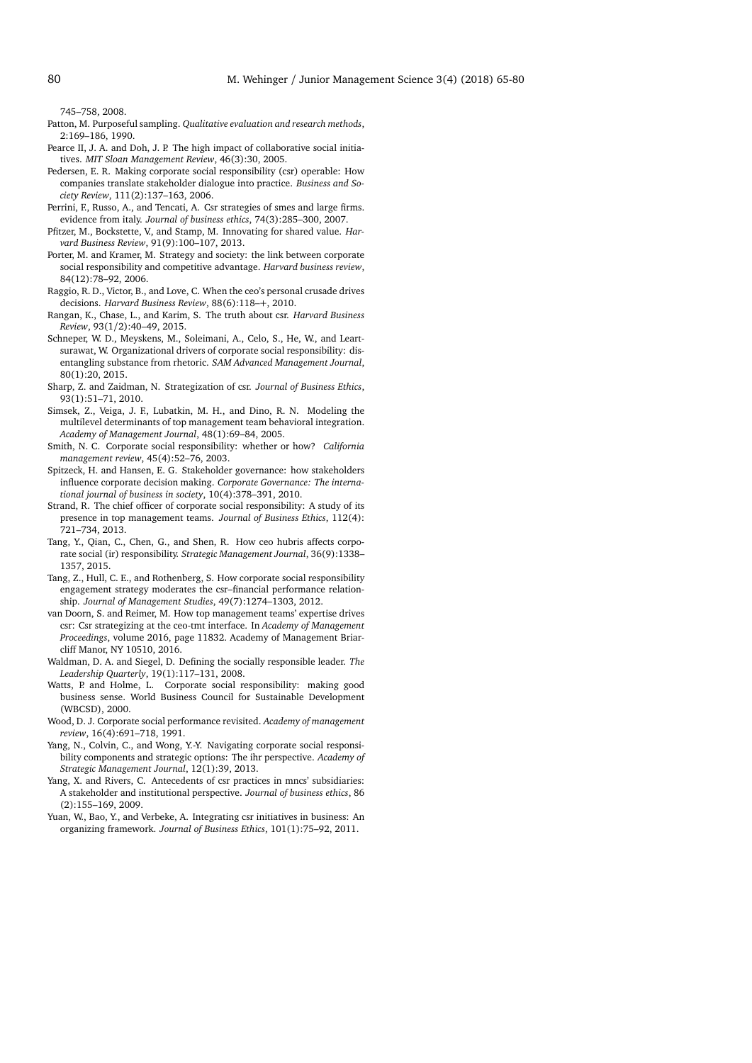745–758, 2008.

Patton, M. Purposeful sampling. *Qualitative evaluation and research methods*, 2:169–186, 1990.

Pearce II, J. A. and Doh, J. P. The high impact of collaborative social initiatives. *MIT Sloan Management Review*, 46(3):30, 2005.

Pedersen, E. R. Making corporate social responsibility (csr) operable: How companies translate stakeholder dialogue into practice. *Business and Society Review*, 111(2):137–163, 2006.

Perrini, F., Russo, A., and Tencati, A. Csr strategies of smes and large firms. evidence from italy. *Journal of business ethics*, 74(3):285–300, 2007.

Pfitzer, M., Bockstette, V., and Stamp, M. Innovating for shared value. *Harvard Business Review*, 91(9):100–107, 2013.

Porter, M. and Kramer, M. Strategy and society: the link between corporate social responsibility and competitive advantage. *Harvard business review*, 84(12):78–92, 2006.

Raggio, R. D., Victor, B., and Love, C. When the ceo's personal crusade drives decisions. *Harvard Business Review*, 88(6):118–+, 2010.

Rangan, K., Chase, L., and Karim, S. The truth about csr. *Harvard Business Review*, 93(1/2):40–49, 2015.

Schneper, W. D., Meyskens, M., Soleimani, A., Celo, S., He, W., and Leartsurawat, W. Organizational drivers of corporate social responsibility: disentangling substance from rhetoric. *SAM Advanced Management Journal*, 80(1):20, 2015.

Sharp, Z. and Zaidman, N. Strategization of csr. *Journal of Business Ethics*, 93(1):51–71, 2010.

Simsek, Z., Veiga, J. F., Lubatkin, M. H., and Dino, R. N. Modeling the multilevel determinants of top management team behavioral integration. *Academy of Management Journal*, 48(1):69–84, 2005.

Smith, N. C. Corporate social responsibility: whether or how? *California management review*, 45(4):52–76, 2003.

Spitzeck, H. and Hansen, E. G. Stakeholder governance: how stakeholders influence corporate decision making. *Corporate Governance: The international journal of business in society*, 10(4):378–391, 2010.

Strand, R. The chief officer of corporate social responsibility: A study of its presence in top management teams. *Journal of Business Ethics*, 112(4): 721–734, 2013.

Tang, Y., Qian, C., Chen, G., and Shen, R. How ceo hubris affects corporate social (ir) responsibility. *Strategic Management Journal*, 36(9):1338–1357, 2015.

Tang, Z., Hull, C. E., and Rothenberg, S. How corporate social responsibility engagement strategy moderates the csr–financial performance relationship. *Journal of Management Studies*, 49(7):1274–1303, 2012.

van Doorn, S. and Reimer, M. How top management teams' expertise drives csr: Csr strategizing at the ceo-tmt interface. In *Academy of Management Proceedings*, volume 2016, page 11832. Academy of Management Briarcliff Manor, NY 10510, 2016.

Waldman, D. A. and Siegel, D. Defining the socially responsible leader. *The Leadership Quarterly*, 19(1):117–131, 2008.

Watts, P. and Holme, L. Corporate social responsibility: making good business sense. World Business Council for Sustainable Development (WBCSD), 2000.

Wood, D. J. Corporate social performance revisited. *Academy of management review*, 16(4):691–718, 1991.

Yang, N., Colvin, C., and Wong, Y.-Y. Navigating corporate social responsibility components and strategic options: The ihr perspective. *Academy of Strategic Management Journal*, 12(1):39, 2013.

Yang, X. and Rivers, C. Antecedents of csr practices in mncs' subsidiaries: A stakeholder and institutional perspective. *Journal of business ethics*, 86 (2):155–169, 2009.

Yuan, W., Bao, Y., and Verbeke, A. Integrating csr initiatives in business: An organizing framework. *Journal of Business Ethics*, 101(1):75–92, 2011.